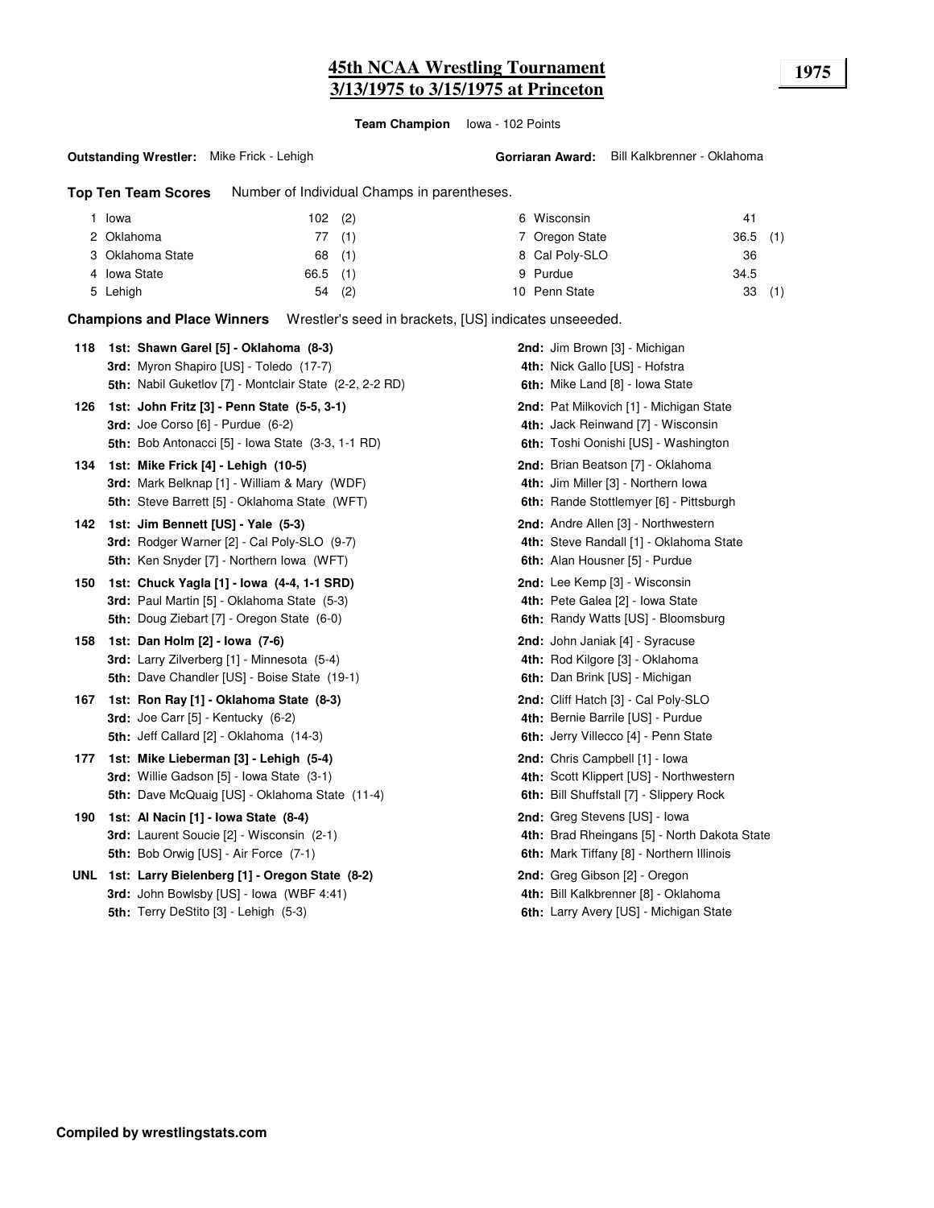# 45th NCAA Wrestling Tournament
# 3/13/1975 to 3/15/1975 at Princeton

**1975**

**Team Champion** Iowa - 102 Points

**Outstanding Wrestler:** Mike Frick - Lehigh

**Gorriaran Award:** Bill Kalkbrenner - Oklahoma

**Top Ten Team Scores** Number of Individual Champs in parentheses.

| | | | |
|---|---|---|---|
| 1 | Iowa | 102 | (2) |
| 2 | Oklahoma | 77 | (1) |
| 3 | Oklahoma State | 68 | (1) |
| 4 | Iowa State | 66.5 | (1) |
| 5 | Lehigh | 54 | (2) |
| 6 | Wisconsin | 41 | |
| 7 | Oregon State | 36.5 | (1) |
| 8 | Cal Poly-SLO | 36 | |
| 9 | Purdue | 34.5 | |
| 10 | Penn State | 33 | (1) |

**Champions and Place Winners** Wrestler's seed in brackets, [US] indicates unseeeded.

**118**
- **1st: Shawn Garel [5] - Oklahoma (8-3)**
- **2nd:** Jim Brown [3] - Michigan
- **3rd:** Myron Shapiro [US] - Toledo (17-7)
- **4th:** Nick Gallo [US] - Hofstra
- **5th:** Nabil Guketlov [7] - Montclair State (2-2, 2-2 RD)
- **6th:** Mike Land [8] - Iowa State

**126**
- **1st: John Fritz [3] - Penn State (5-5, 3-1)**
- **2nd:** Pat Milkovich [1] - Michigan State
- **3rd:** Joe Corso [6] - Purdue (6-2)
- **4th:** Jack Reinwand [7] - Wisconsin
- **5th:** Bob Antonacci [5] - Iowa State (3-3, 1-1 RD)
- **6th:** Toshi Oonishi [US] - Washington

**134**
- **1st: Mike Frick [4] - Lehigh (10-5)**
- **2nd:** Brian Beatson [7] - Oklahoma
- **3rd:** Mark Belknap [1] - William & Mary (WDF)
- **4th:** Jim Miller [3] - Northern Iowa
- **5th:** Steve Barrett [5] - Oklahoma State (WFT)
- **6th:** Rande Stottlemyer [6] - Pittsburgh

**142**
- **1st: Jim Bennett [US] - Yale (5-3)**
- **2nd:** Andre Allen [3] - Northwestern
- **3rd:** Rodger Warner [2] - Cal Poly-SLO (9-7)
- **4th:** Steve Randall [1] - Oklahoma State
- **5th:** Ken Snyder [7] - Northern Iowa (WFT)
- **6th:** Alan Housner [5] - Purdue

**150**
- **1st: Chuck Yagla [1] - Iowa (4-4, 1-1 SRD)**
- **2nd:** Lee Kemp [3] - Wisconsin
- **3rd:** Paul Martin [5] - Oklahoma State (5-3)
- **4th:** Pete Galea [2] - Iowa State
- **5th:** Doug Ziebart [7] - Oregon State (6-0)
- **6th:** Randy Watts [US] - Bloomsburg

**158**
- **1st: Dan Holm [2] - Iowa (7-6)**
- **2nd:** John Janiak [4] - Syracuse
- **3rd:** Larry Zilverberg [1] - Minnesota (5-4)
- **4th:** Rod Kilgore [3] - Oklahoma
- **5th:** Dave Chandler [US] - Boise State (19-1)
- **6th:** Dan Brink [US] - Michigan

**167**
- **1st: Ron Ray [1] - Oklahoma State (8-3)**
- **2nd:** Cliff Hatch [3] - Cal Poly-SLO
- **3rd:** Joe Carr [5] - Kentucky (6-2)
- **4th:** Bernie Barrile [US] - Purdue
- **5th:** Jeff Callard [2] - Oklahoma (14-3)
- **6th:** Jerry Villecco [4] - Penn State

**177**
- **1st: Mike Lieberman [3] - Lehigh (5-4)**
- **2nd:** Chris Campbell [1] - Iowa
- **3rd:** Willie Gadson [5] - Iowa State (3-1)
- **4th:** Scott Klippert [US] - Northwestern
- **5th:** Dave McQuaig [US] - Oklahoma State (11-4)
- **6th:** Bill Shuffstall [7] - Slippery Rock

**190**
- **1st: Al Nacin [1] - Iowa State (8-4)**
- **2nd:** Greg Stevens [US] - Iowa
- **3rd:** Laurent Soucie [2] - Wisconsin (2-1)
- **4th:** Brad Rheingans [5] - North Dakota State
- **5th:** Bob Orwig [US] - Air Force (7-1)
- **6th:** Mark Tiffany [8] - Northern Illinois

**UNL**
- **1st: Larry Bielenberg [1] - Oregon State (8-2)**
- **2nd:** Greg Gibson [2] - Oregon
- **3rd:** John Bowlsby [US] - Iowa (WBF 4:41)
- **4th:** Bill Kalkbrenner [8] - Oklahoma
- **5th:** Terry DeStito [3] - Lehigh (5-3)
- **6th:** Larry Avery [US] - Michigan State

**Compiled by wrestlingstats.com**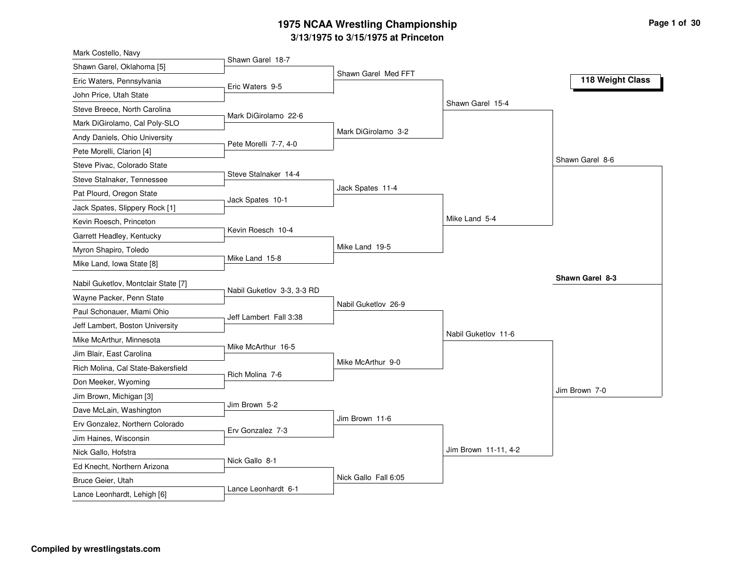# 1975 NCAA Wrestling Championship

## 3/13/1975 to 3/15/1975 at Princeton

### 118 Weight Class

**First Round**

- Mark Costello, Navy
- Shawn Garel, Oklahoma [5]
- Eric Waters, Pennsylvania
- John Price, Utah State
- Steve Breece, North Carolina
- Mark DiGirolamo, Cal Poly-SLO
- Andy Daniels, Ohio University
- Pete Morelli, Clarion [4]
- Steve Pivac, Colorado State
- Steve Stalnaker, Tennessee
- Pat Plourd, Oregon State
- Jack Spates, Slippery Rock [1]
- Kevin Roesch, Princeton
- Garrett Headley, Kentucky
- Myron Shapiro, Toledo
- Mike Land, Iowa State [8]
- Nabil Guketlov, Montclair State [7]
- Wayne Packer, Penn State
- Paul Schonauer, Miami Ohio
- Jeff Lambert, Boston University
- Mike McArthur, Minnesota
- Jim Blair, East Carolina
- Rich Molina, Cal State-Bakersfield
- Don Meeker, Wyoming
- Jim Brown, Michigan [3]
- Dave McLain, Washington
- Erv Gonzalez, Northern Colorado
- Jim Haines, Wisconsin
- Nick Gallo, Hofstra
- Ed Knecht, Northern Arizona
- Bruce Geier, Utah
- Lance Leonhardt, Lehigh [6]

**Second Round**

- Shawn Garel 18-7
- Eric Waters 9-5
- Mark DiGirolamo 22-6
- Pete Morelli 7-7, 4-0
- Steve Stalnaker 14-4
- Jack Spates 10-1
- Kevin Roesch 10-4
- Mike Land 15-8
- Nabil Guketlov 3-3, 3-3 RD
- Jeff Lambert Fall 3:38
- Mike McArthur 16-5
- Rich Molina 7-6
- Jim Brown 5-2
- Erv Gonzalez 7-3
- Nick Gallo 8-1
- Lance Leonhardt 6-1

**Third Round**

- Shawn Garel Med FFT
- Mark DiGirolamo 3-2
- Jack Spates 11-4
- Mike Land 19-5
- Nabil Guketlov 26-9
- Mike McArthur 9-0
- Jim Brown 11-6
- Nick Gallo Fall 6:05

**Quarterfinals**

- Shawn Garel 15-4
- Mike Land 5-4
- Nabil Guketlov 11-6
- Jim Brown 11-11, 4-2

**Semifinals**

- Shawn Garel 8-6
- Jim Brown 7-0

**Champion**

**Shawn Garel 8-3**

**Compiled by wrestlingstats.com**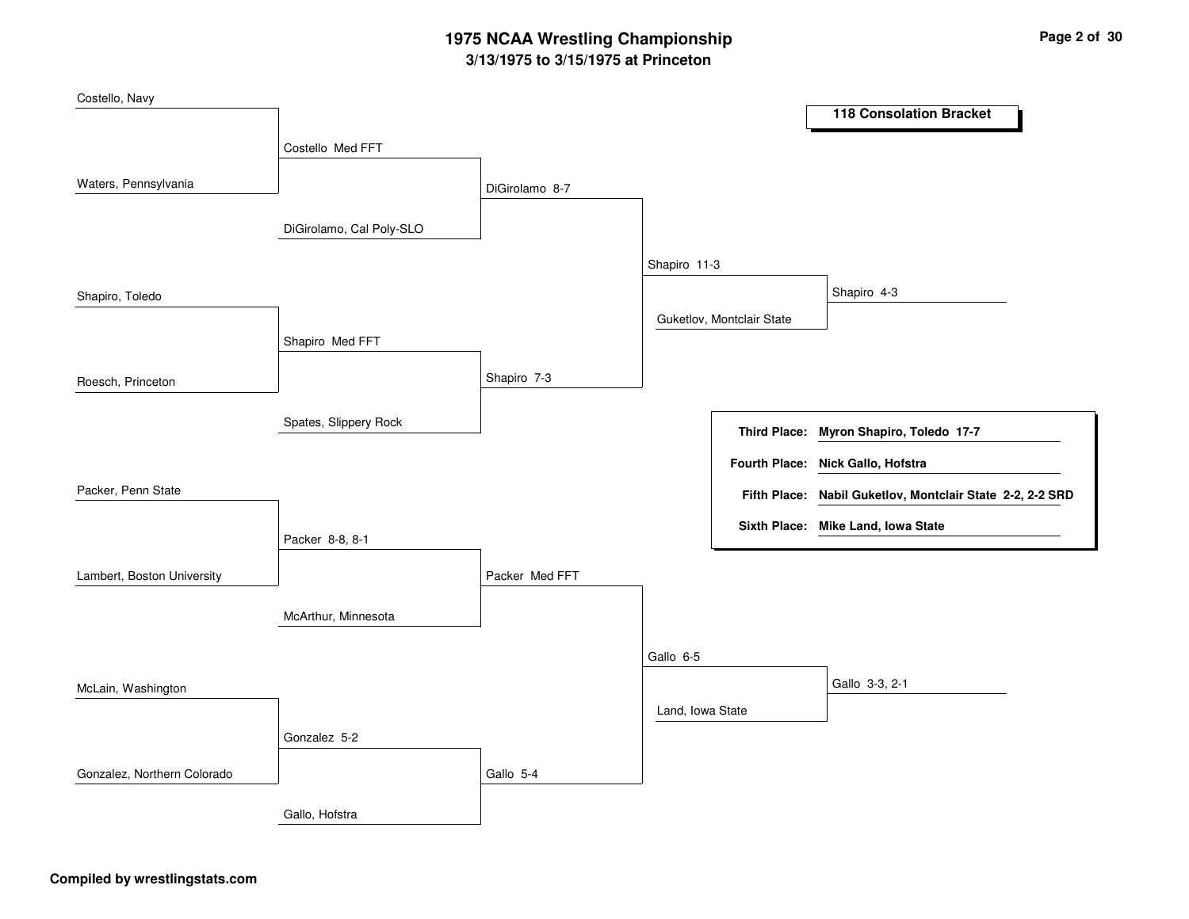# 1975 NCAA Wrestling Championship

## 3/13/1975 to 3/15/1975 at Princeton

### 118 Consolation Bracket

Costello, Navy

Costello Med FFT

Waters, Pennsylvania

DiGirolamo 8-7

DiGirolamo, Cal Poly-SLO

Shapiro 11-3

Shapiro, Toledo

Shapiro 4-3

Guketlov, Montclair State

Shapiro Med FFT

Roesch, Princeton

Shapiro 7-3

Spates, Slippery Rock

Packer, Penn State

Packer 8-8, 8-1

Lambert, Boston University

Packer Med FFT

McArthur, Minnesota

Gallo 6-5

McLain, Washington

Gallo 3-3, 2-1

Land, Iowa State

Gonzalez 5-2

Gonzalez, Northern Colorado

Gallo 5-4

Gallo, Hofstra

| | |
|---|---|
| **Third Place:** | **Myron Shapiro, Toledo 17-7** |
| **Fourth Place:** | **Nick Gallo, Hofstra** |
| **Fifth Place:** | **Nabil Guketlov, Montclair State 2-2, 2-2 SRD** |
| **Sixth Place:** | **Mike Land, Iowa State** |

**Compiled by wrestlingstats.com**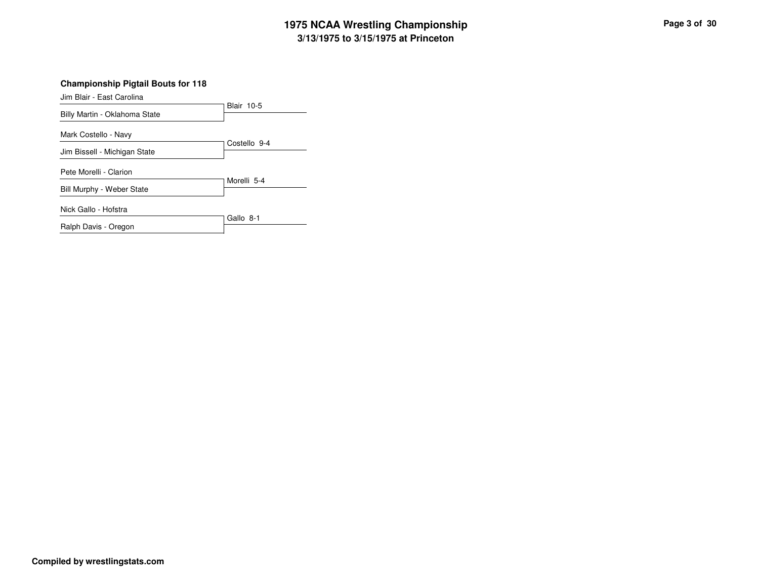# 1975 NCAA Wrestling Championship

## 3/13/1975 to 3/15/1975 at Princeton

### Championship Pigtail Bouts for 118

Jim Blair - East Carolina
Billy Martin - Oklahoma State
Blair 10-5

Mark Costello - Navy
Jim Bissell - Michigan State
Costello 9-4

Pete Morelli - Clarion
Bill Murphy - Weber State
Morelli 5-4

Nick Gallo - Hofstra
Ralph Davis - Oregon
Gallo 8-1

**Compiled by wrestlingstats.com**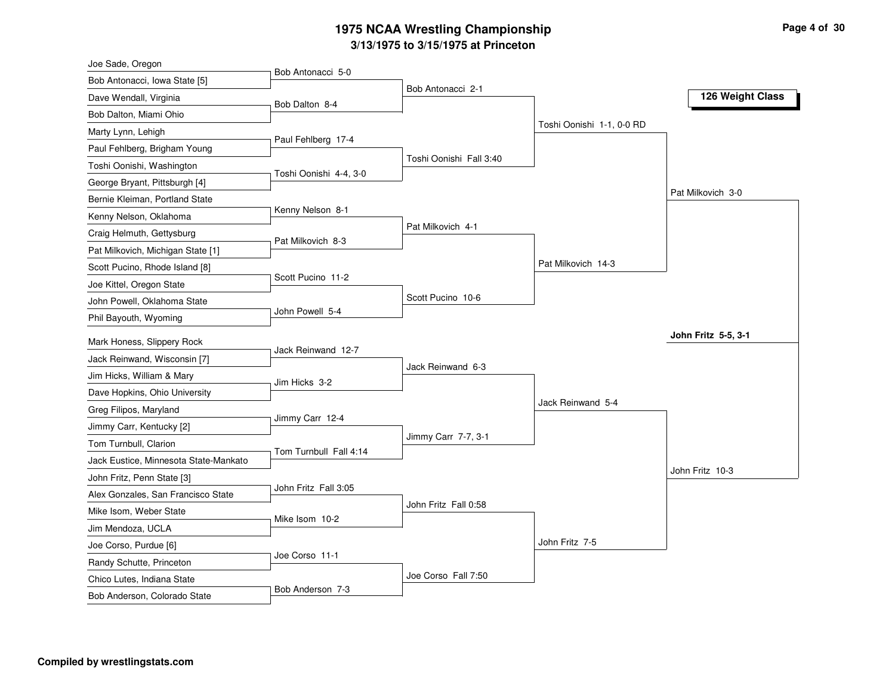# 1975 NCAA Wrestling Championship

## 3/13/1975 to 3/15/1975 at Princeton

### 126 Weight Class

**First Round**

- Joe Sade, Oregon vs. Bob Antonacci, Iowa State [5] — Bob Antonacci 5-0
- Dave Wendall, Virginia vs. Bob Dalton, Miami Ohio — Bob Dalton 8-4
- Marty Lynn, Lehigh vs. Paul Fehlberg, Brigham Young — Paul Fehlberg 17-4
- Toshi Oonishi, Washington vs. George Bryant, Pittsburgh [4] — Toshi Oonishi 4-4, 3-0
- Bernie Kleiman, Portland State vs. Kenny Nelson, Oklahoma — Kenny Nelson 8-1
- Craig Helmuth, Gettysburg vs. Pat Milkovich, Michigan State [1] — Pat Milkovich 8-3
- Scott Pucino, Rhode Island [8] vs. Joe Kittel, Oregon State — Scott Pucino 11-2
- John Powell, Oklahoma State vs. Phil Bayouth, Wyoming — John Powell 5-4
- Mark Honess, Slippery Rock vs. Jack Reinwand, Wisconsin [7] — Jack Reinwand 12-7
- Jim Hicks, William & Mary vs. Dave Hopkins, Ohio University — Jim Hicks 3-2
- Greg Filipos, Maryland vs. Jimmy Carr, Kentucky [2] — Jimmy Carr 12-4
- Tom Turnbull, Clarion vs. Jack Eustice, Minnesota State-Mankato — Tom Turnbull Fall 4:14
- John Fritz, Penn State [3] vs. Alex Gonzales, San Francisco State — John Fritz Fall 3:05
- Mike Isom, Weber State vs. Jim Mendoza, UCLA — Mike Isom 10-2
- Joe Corso, Purdue [6] vs. Randy Schutte, Princeton — Joe Corso 11-1
- Chico Lutes, Indiana State vs. Bob Anderson, Colorado State — Bob Anderson 7-3

**Second Round**

- Bob Antonacci 2-1
- Toshi Oonishi Fall 3:40
- Pat Milkovich 4-1
- Scott Pucino 10-6
- Jack Reinwand 6-3
- Jimmy Carr 7-7, 3-1
- John Fritz Fall 0:58
- Joe Corso Fall 7:50

**Quarterfinals**

- Toshi Oonishi 1-1, 0-0 RD
- Pat Milkovich 14-3
- Jack Reinwand 5-4
- John Fritz 7-5

**Semifinals**

- Pat Milkovich 3-0
- John Fritz 10-3

**Final**

- **John Fritz 5-5, 3-1**

Compiled by wrestlingstats.com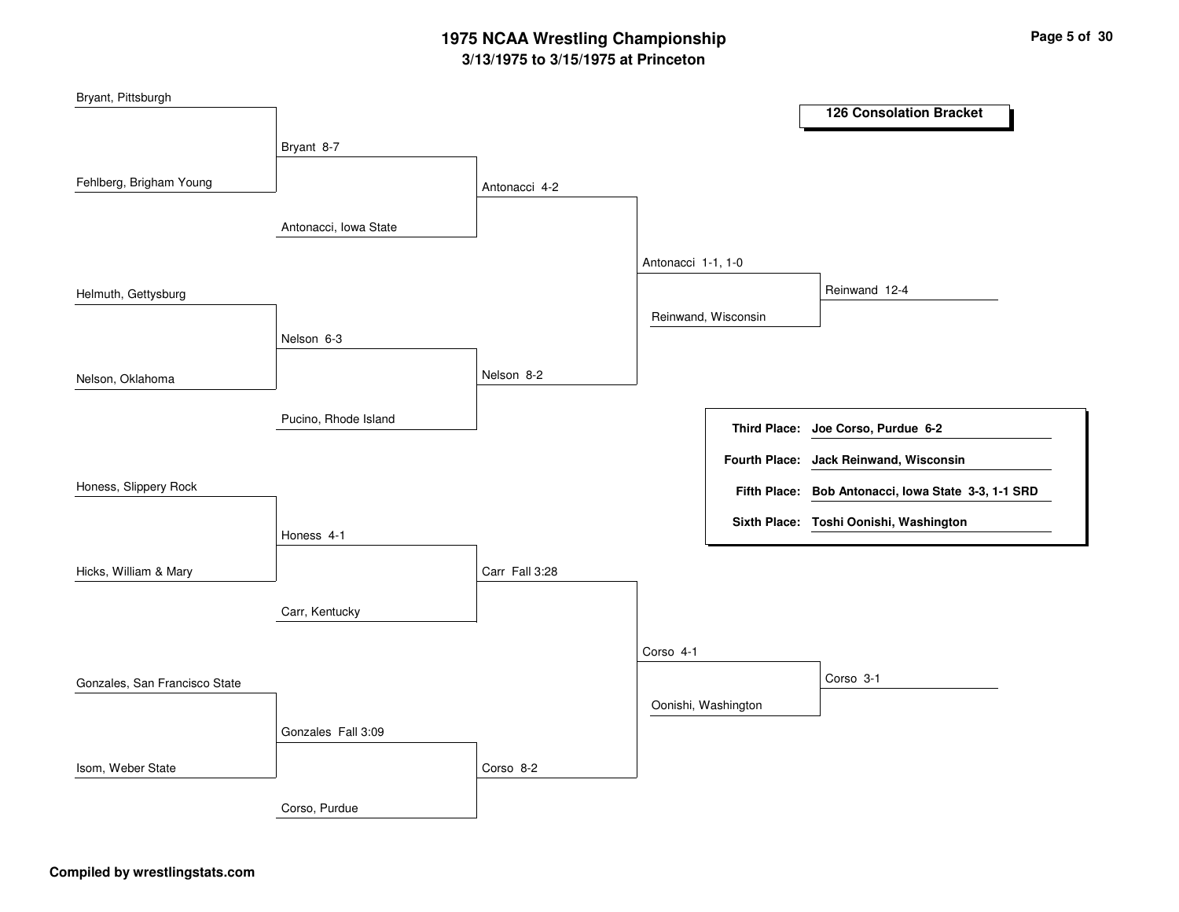# 1975 NCAA Wrestling Championship

## 3/13/1975 to 3/15/1975 at Princeton

### 126 Consolation Bracket

Bryant, Pittsburgh

Bryant 8-7

Fehlberg, Brigham Young

Antonacci 4-2

Antonacci, Iowa State

Antonacci 1-1, 1-0

Helmuth, Gettysburg

Reinwand 12-4

Reinwand, Wisconsin

Nelson 6-3

Nelson, Oklahoma

Nelson 8-2

Pucino, Rhode Island

Honess, Slippery Rock

Honess 4-1

Hicks, William & Mary

Carr Fall 3:28

Carr, Kentucky

Corso 4-1

Gonzales, San Francisco State

Corso 3-1

Oonishi, Washington

Gonzales Fall 3:09

Isom, Weber State

Corso 8-2

Corso, Purdue

**Third Place:** **Joe Corso, Purdue 6-2**

**Fourth Place:** **Jack Reinwand, Wisconsin**

**Fifth Place:** **Bob Antonacci, Iowa State 3-3, 1-1 SRD**

**Sixth Place:** **Toshi Oonishi, Washington**

**Compiled by wrestlingstats.com**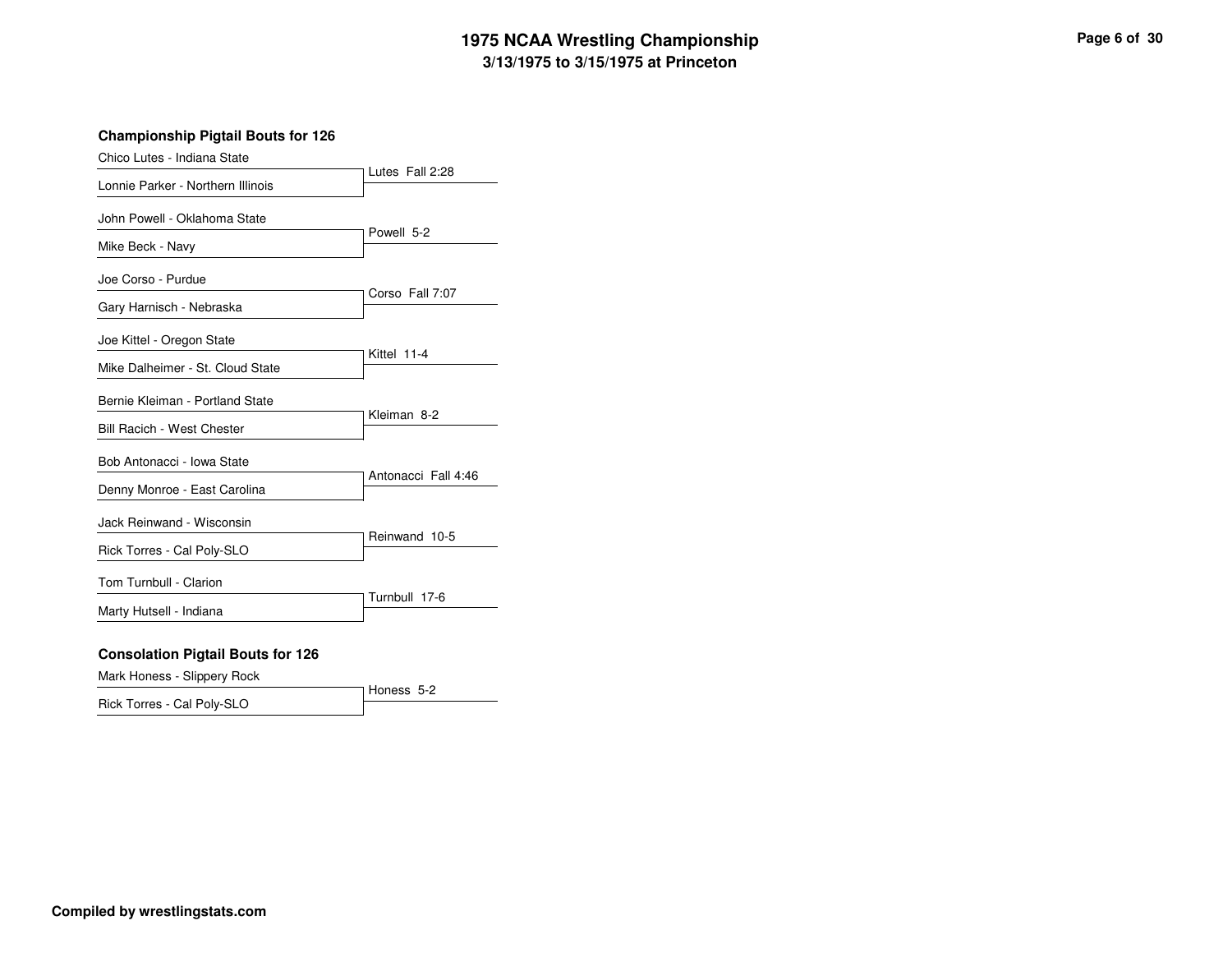## Championship Pigtail Bouts for 126

| Wrestlers | Result |
| --- | --- |
| Chico Lutes - Indiana State vs. Lonnie Parker - Northern Illinois | Lutes Fall 2:28 |
| John Powell - Oklahoma State vs. Mike Beck - Navy | Powell 5-2 |
| Joe Corso - Purdue vs. Gary Harnisch - Nebraska | Corso Fall 7:07 |
| Joe Kittel - Oregon State vs. Mike Dalheimer - St. Cloud State | Kittel 11-4 |
| Bernie Kleiman - Portland State vs. Bill Racich - West Chester | Kleiman 8-2 |
| Bob Antonacci - Iowa State vs. Denny Monroe - East Carolina | Antonacci Fall 4:46 |
| Jack Reinwand - Wisconsin vs. Rick Torres - Cal Poly-SLO | Reinwand 10-5 |
| Tom Turnbull - Clarion vs. Marty Hutsell - Indiana | Turnbull 17-6 |

## Consolation Pigtail Bouts for 126

| Wrestlers | Result |
| --- | --- |
| Mark Honess - Slippery Rock vs. Rick Torres - Cal Poly-SLO | Honess 5-2 |

**Compiled by wrestlingstats.com**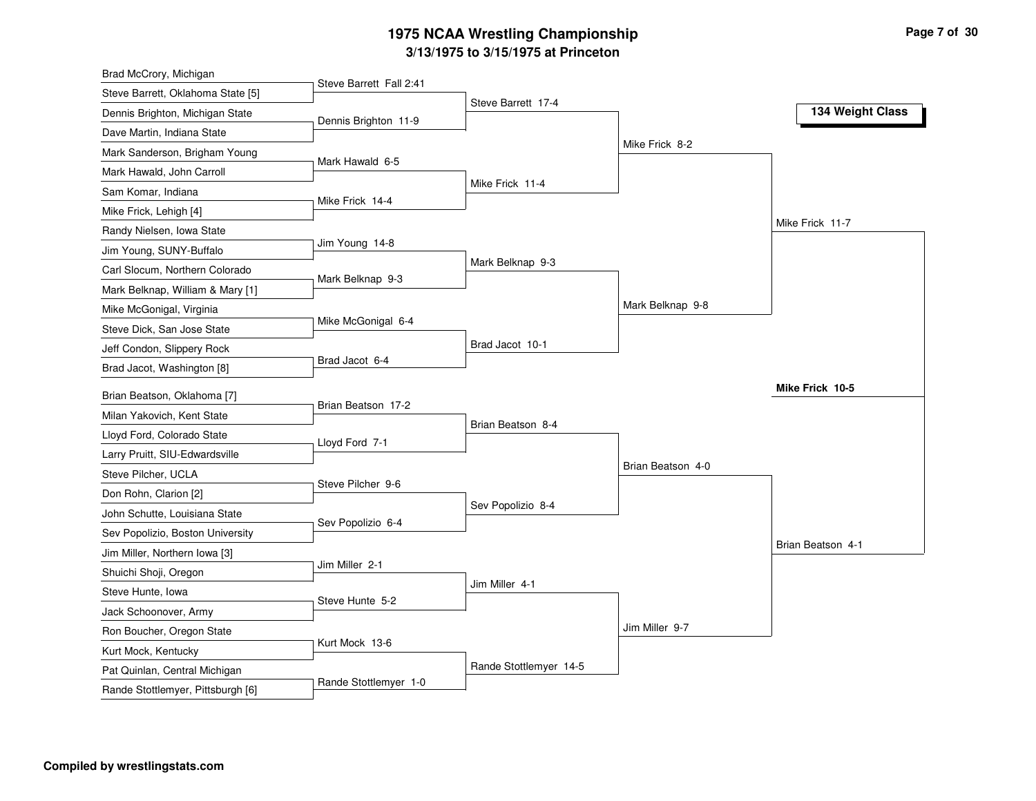# 1975 NCAA Wrestling Championship

## 3/13/1975 to 3/15/1975 at Princeton

### 134 Weight Class

Brad McCrory, Michigan
Steve Barrett, Oklahoma State [5]
Dennis Brighton, Michigan State
Dave Martin, Indiana State
Mark Sanderson, Brigham Young
Mark Hawald, John Carroll
Sam Komar, Indiana
Mike Frick, Lehigh [4]
Randy Nielsen, Iowa State
Jim Young, SUNY-Buffalo
Carl Slocum, Northern Colorado
Mark Belknap, William & Mary [1]
Mike McGonigal, Virginia
Steve Dick, San Jose State
Jeff Condon, Slippery Rock
Brad Jacot, Washington [8]
Brian Beatson, Oklahoma [7]
Milan Yakovich, Kent State
Lloyd Ford, Colorado State
Larry Pruitt, SIU-Edwardsville
Steve Pilcher, UCLA
Don Rohn, Clarion [2]
John Schutte, Louisiana State
Sev Popolizio, Boston University
Jim Miller, Northern Iowa [3]
Shuichi Shoji, Oregon
Steve Hunte, Iowa
Jack Schoonover, Army
Ron Boucher, Oregon State
Kurt Mock, Kentucky
Pat Quinlan, Central Michigan
Rande Stottlemyer, Pittsburgh [6]

Steve Barrett Fall 2:41
Dennis Brighton 11-9
Mark Hawald 6-5
Mike Frick 14-4
Jim Young 14-8
Mark Belknap 9-3
Mike McGonigal 6-4
Brad Jacot 6-4
Brian Beatson 17-2
Lloyd Ford 7-1
Steve Pilcher 9-6
Sev Popolizio 6-4
Jim Miller 2-1
Steve Hunte 5-2
Kurt Mock 13-6
Rande Stottlemyer 1-0

Steve Barrett 17-4
Mike Frick 11-4
Mark Belknap 9-3
Brad Jacot 10-1
Brian Beatson 8-4
Sev Popolizio 8-4
Jim Miller 4-1
Rande Stottlemyer 14-5

Mike Frick 8-2
Mark Belknap 9-8
Brian Beatson 4-0
Jim Miller 9-7

Mike Frick 11-7
Brian Beatson 4-1

**Mike Frick 10-5**

**Compiled by wrestlingstats.com**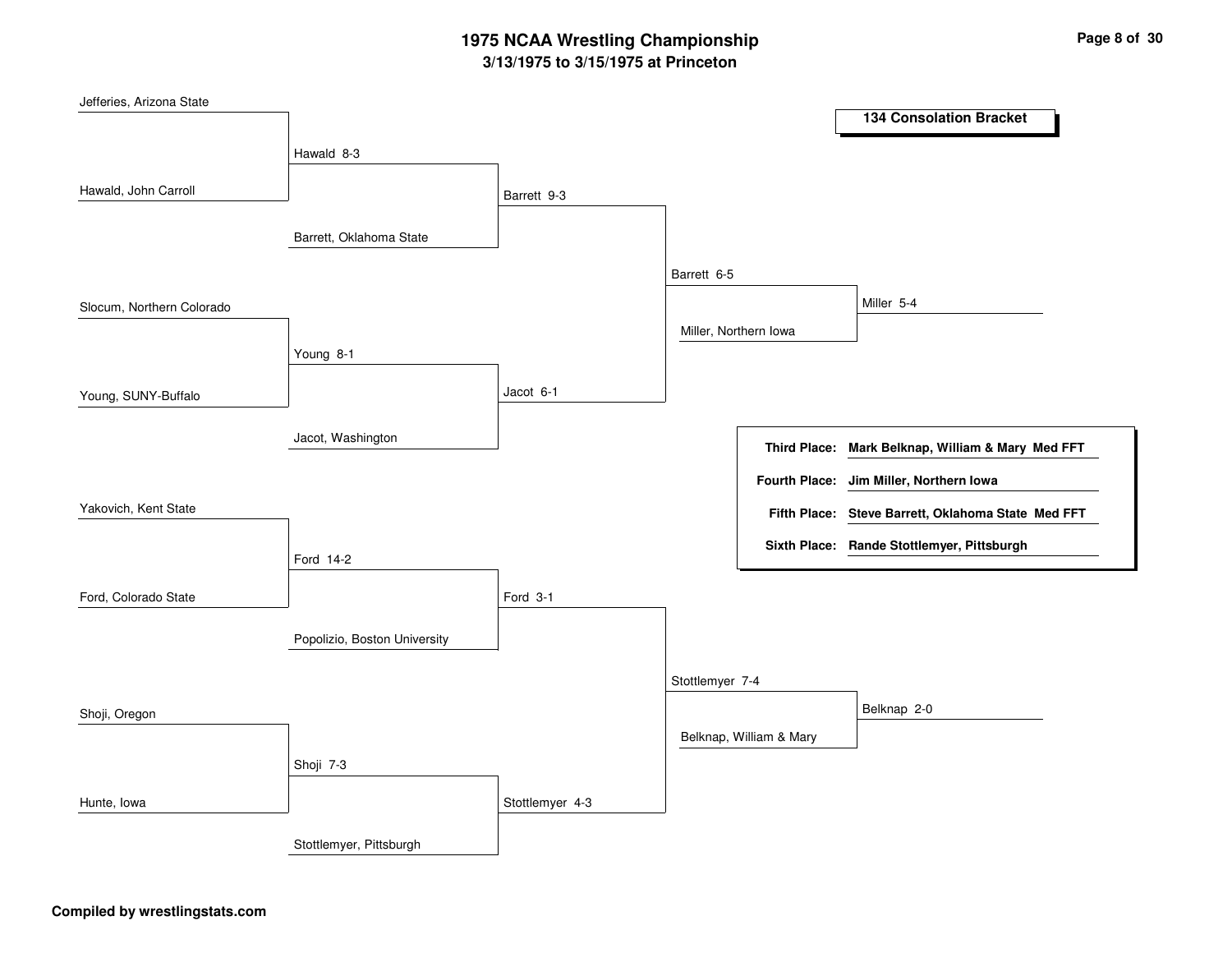# 1975 NCAA Wrestling Championship

## 3/13/1975 to 3/15/1975 at Princeton

### 134 Consolation Bracket

Jefferies, Arizona State

Hawald, John Carroll

Hawald 8-3

Barrett, Oklahoma State

Barrett 9-3

Slocum, Northern Colorado

Young, SUNY-Buffalo

Young 8-1

Jacot, Washington

Jacot 6-1

Barrett 6-5

Miller, Northern Iowa

Miller 5-4

Yakovich, Kent State

Ford, Colorado State

Ford 14-2

Popolizio, Boston University

Ford 3-1

Shoji, Oregon

Hunte, Iowa

Shoji 7-3

Stottlemyer, Pittsburgh

Stottlemyer 4-3

Stottlemyer 7-4

Belknap, William & Mary

Belknap 2-0

**Third Place:** **Mark Belknap, William & Mary Med FFT**

**Fourth Place:** **Jim Miller, Northern Iowa**

**Fifth Place:** **Steve Barrett, Oklahoma State Med FFT**

**Sixth Place:** **Rande Stottlemyer, Pittsburgh**

**Compiled by wrestlingstats.com**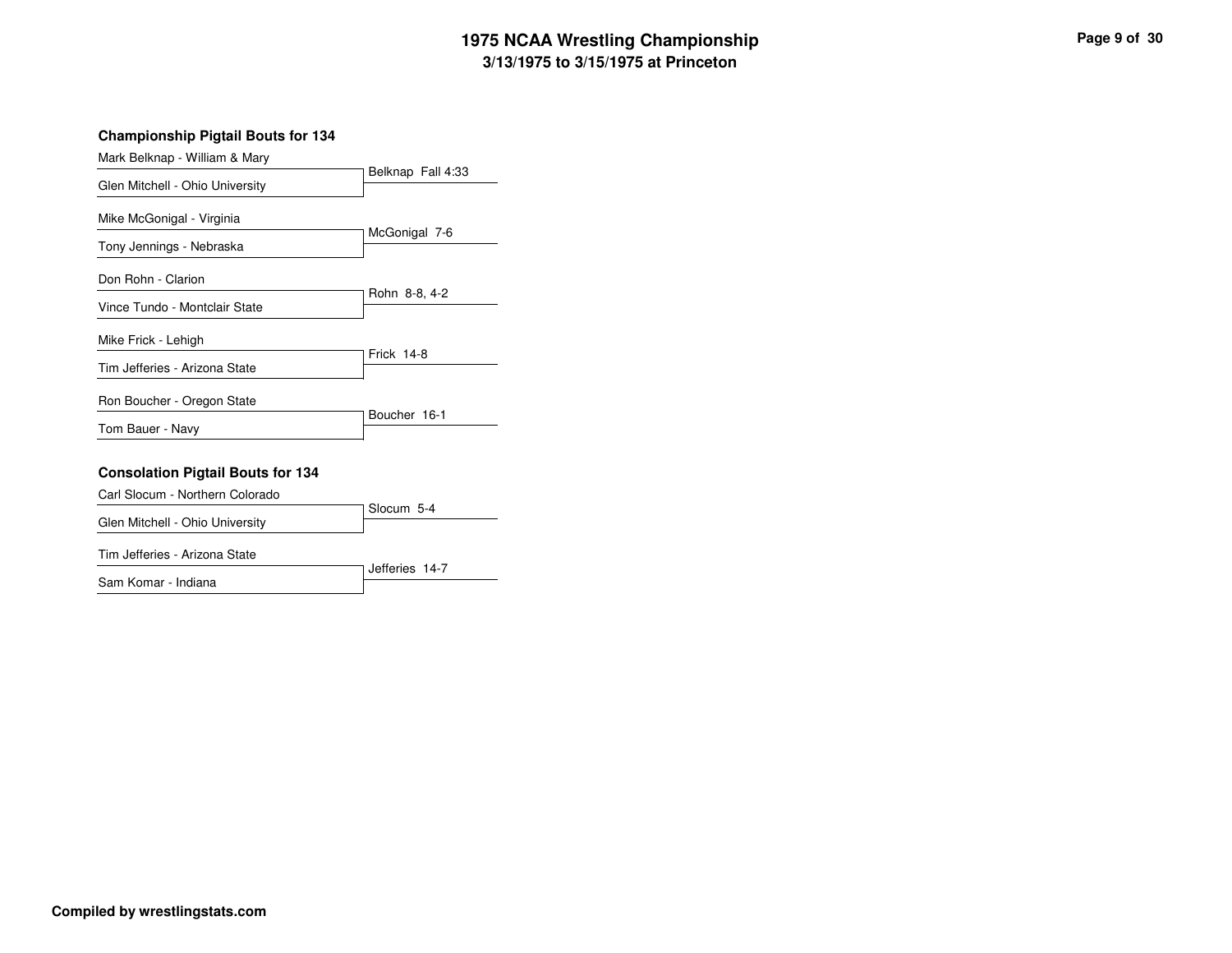## Championship Pigtail Bouts for 134

Mark Belknap - William & Mary
Glen Mitchell - Ohio University
Belknap Fall 4:33

Mike McGonigal - Virginia
Tony Jennings - Nebraska
McGonigal 7-6

Don Rohn - Clarion
Vince Tundo - Montclair State
Rohn 8-8, 4-2

Mike Frick - Lehigh
Tim Jefferies - Arizona State
Frick 14-8

Ron Boucher - Oregon State
Tom Bauer - Navy
Boucher 16-1

## Consolation Pigtail Bouts for 134

Carl Slocum - Northern Colorado
Glen Mitchell - Ohio University
Slocum 5-4

Tim Jefferies - Arizona State
Sam Komar - Indiana
Jefferies 14-7

**Compiled by wrestlingstats.com**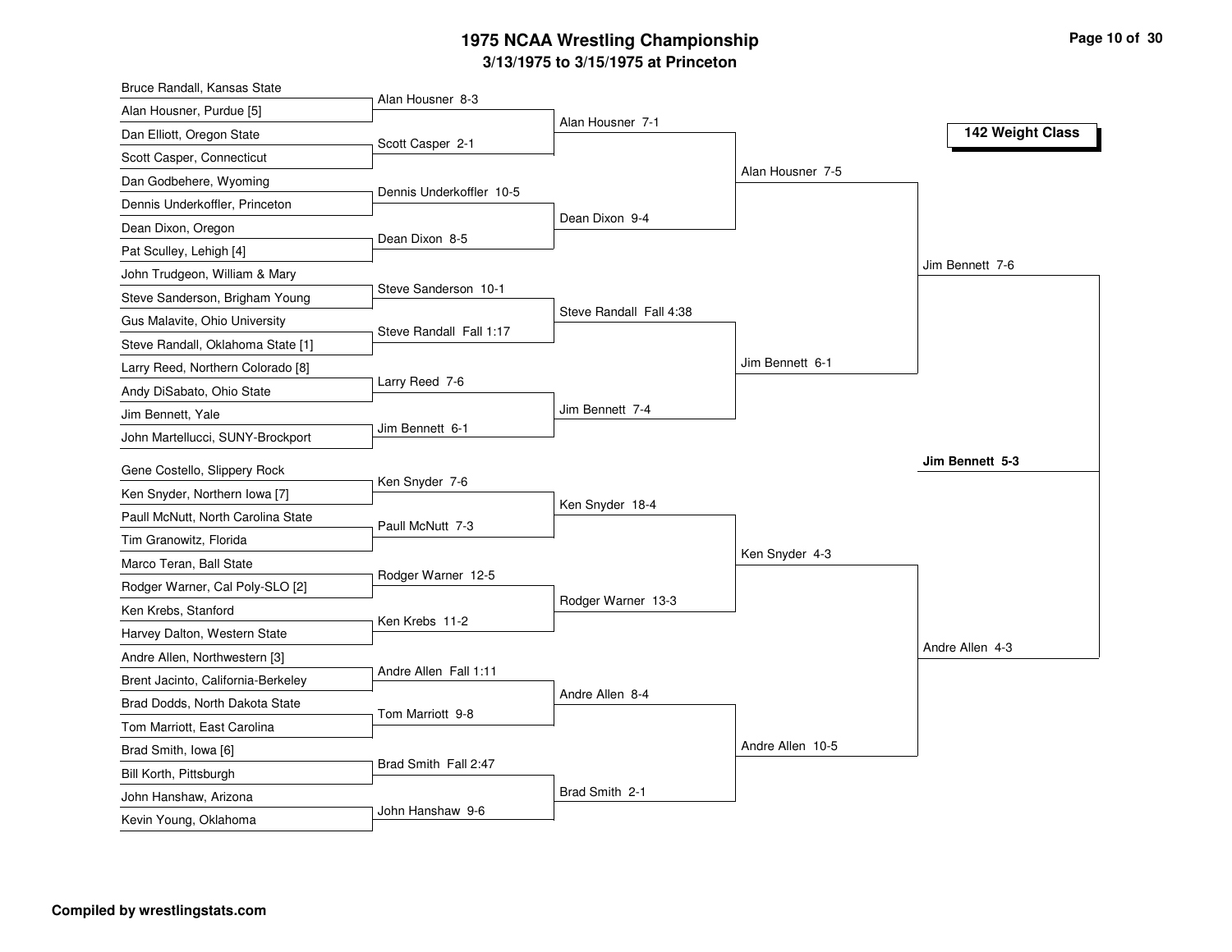# 1975 NCAA Wrestling Championship

## 3/13/1975 to 3/15/1975 at Princeton

### 142 Weight Class

**First Round**

- Bruce Randall, Kansas State
- Alan Housner, Purdue [5]
- Dan Elliott, Oregon State
- Scott Casper, Connecticut
- Dan Godbehere, Wyoming
- Dennis Underkoffler, Princeton
- Dean Dixon, Oregon
- Pat Sculley, Lehigh [4]
- John Trudgeon, William & Mary
- Steve Sanderson, Brigham Young
- Gus Malavite, Ohio University
- Steve Randall, Oklahoma State [1]
- Larry Reed, Northern Colorado [8]
- Andy DiSabato, Ohio State
- Jim Bennett, Yale
- John Martellucci, SUNY-Brockport
- Gene Costello, Slippery Rock
- Ken Snyder, Northern Iowa [7]
- Paull McNutt, North Carolina State
- Tim Granowitz, Florida
- Marco Teran, Ball State
- Rodger Warner, Cal Poly-SLO [2]
- Ken Krebs, Stanford
- Harvey Dalton, Western State
- Andre Allen, Northwestern [3]
- Brent Jacinto, California-Berkeley
- Brad Dodds, North Dakota State
- Tom Marriott, East Carolina
- Brad Smith, Iowa [6]
- Bill Korth, Pittsburgh
- John Hanshaw, Arizona
- Kevin Young, Oklahoma

**Second Round**

- Alan Housner 8-3
- Scott Casper 2-1
- Dennis Underkoffler 10-5
- Dean Dixon 8-5
- Steve Sanderson 10-1
- Steve Randall Fall 1:17
- Larry Reed 7-6
- Jim Bennett 6-1
- Ken Snyder 7-6
- Paull McNutt 7-3
- Rodger Warner 12-5
- Ken Krebs 11-2
- Andre Allen Fall 1:11
- Tom Marriott 9-8
- Brad Smith Fall 2:47
- John Hanshaw 9-6

**Quarterfinals**

- Alan Housner 7-1
- Dean Dixon 9-4
- Steve Randall Fall 4:38
- Jim Bennett 7-4
- Ken Snyder 18-4
- Rodger Warner 13-3
- Andre Allen 8-4
- Brad Smith 2-1

**Semifinals**

- Alan Housner 7-5
- Jim Bennett 6-1
- Ken Snyder 4-3
- Andre Allen 10-5

**Finals**

- Jim Bennett 7-6
- Andre Allen 4-3

**Champion**

**Jim Bennett 5-3**

**Compiled by wrestlingstats.com**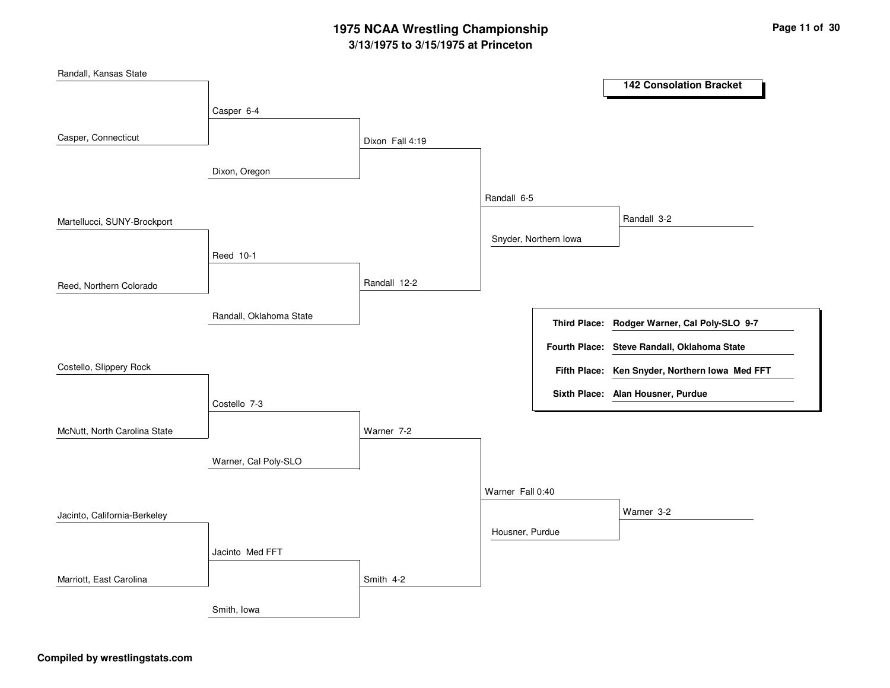# 1975 NCAA Wrestling Championship

## 3/13/1975 to 3/15/1975 at Princeton

### 142 Consolation Bracket

Randall, Kansas State

Casper 6-4

Casper, Connecticut

Dixon Fall 4:19

Dixon, Oregon

Randall 6-5

Martellucci, SUNY-Brockport

Randall 3-2

Snyder, Northern Iowa

Reed 10-1

Reed, Northern Colorado

Randall 12-2

Randall, Oklahoma State

Costello, Slippery Rock

Costello 7-3

McNutt, North Carolina State

Warner 7-2

Warner, Cal Poly-SLO

Warner Fall 0:40

Jacinto, California-Berkeley

Warner 3-2

Housner, Purdue

Jacinto Med FFT

Marriott, East Carolina

Smith 4-2

Smith, Iowa

**Third Place:** **Rodger Warner, Cal Poly-SLO 9-7**

**Fourth Place:** **Steve Randall, Oklahoma State**

**Fifth Place:** **Ken Snyder, Northern Iowa Med FFT**

**Sixth Place:** **Alan Housner, Purdue**

**Compiled by wrestlingstats.com**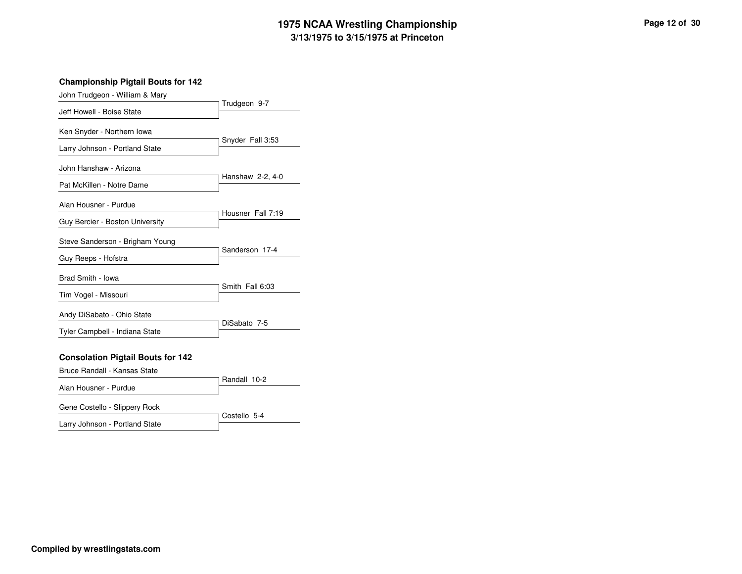# 1975 NCAA Wrestling Championship
## 3/13/1975 to 3/15/1975 at Princeton

### Championship Pigtail Bouts for 142

| Wrestlers | Result |
| --- | --- |
| John Trudgeon - William & Mary vs. Jeff Howell - Boise State | Trudgeon 9-7 |
| Ken Snyder - Northern Iowa vs. Larry Johnson - Portland State | Snyder Fall 3:53 |
| John Hanshaw - Arizona vs. Pat McKillen - Notre Dame | Hanshaw 2-2, 4-0 |
| Alan Housner - Purdue vs. Guy Bercier - Boston University | Housner Fall 7:19 |
| Steve Sanderson - Brigham Young vs. Guy Reeps - Hofstra | Sanderson 17-4 |
| Brad Smith - Iowa vs. Tim Vogel - Missouri | Smith Fall 6:03 |
| Andy DiSabato - Ohio State vs. Tyler Campbell - Indiana State | DiSabato 7-5 |

### Consolation Pigtail Bouts for 142

| Wrestlers | Result |
| --- | --- |
| Bruce Randall - Kansas State vs. Alan Housner - Purdue | Randall 10-2 |
| Gene Costello - Slippery Rock vs. Larry Johnson - Portland State | Costello 5-4 |

**Compiled by wrestlingstats.com**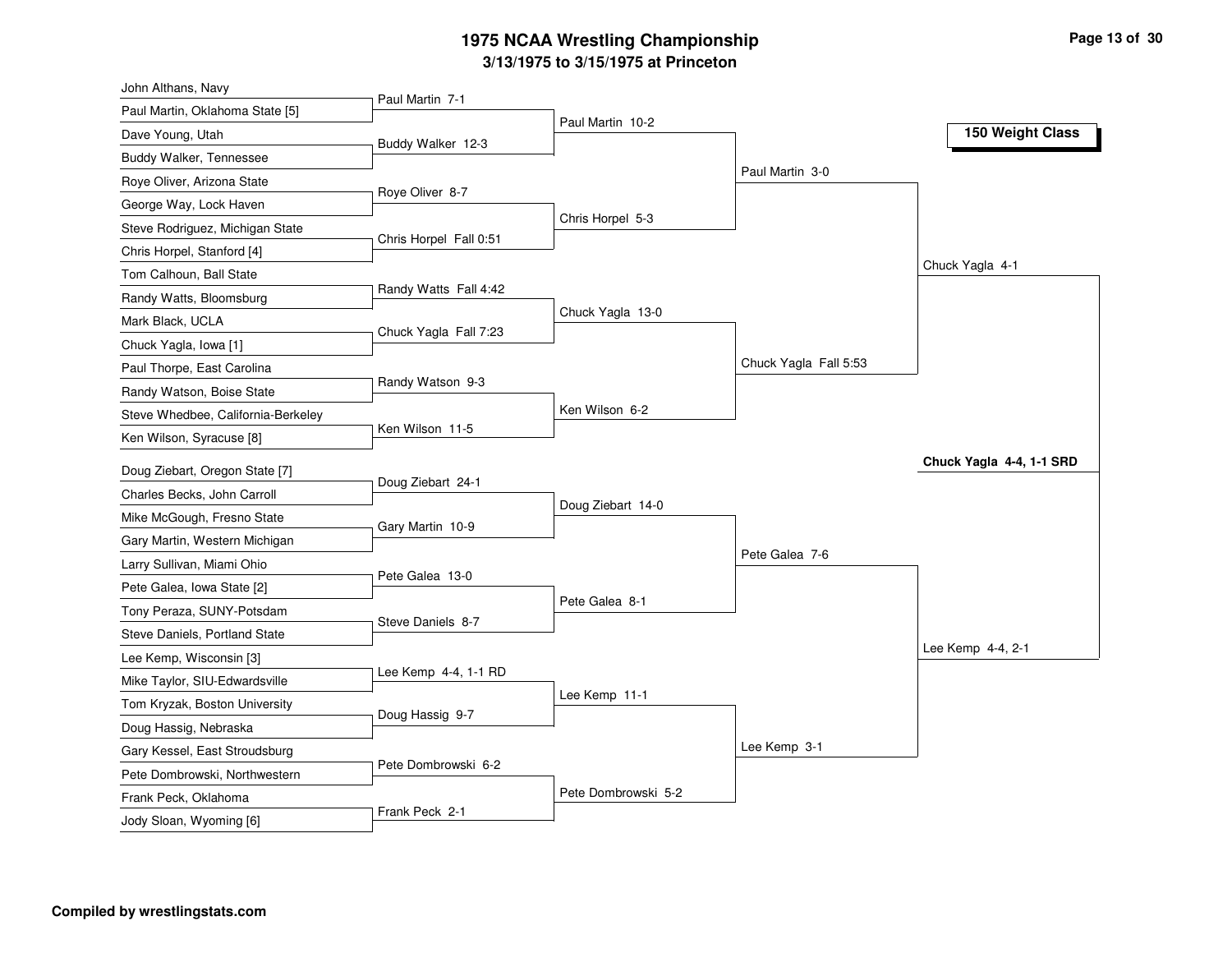# 1975 NCAA Wrestling Championship

## 3/13/1975 to 3/15/1975 at Princeton

### 150 Weight Class

John Althans, Navy
Paul Martin, Oklahoma State [5]
Dave Young, Utah
Buddy Walker, Tennessee
Roye Oliver, Arizona State
George Way, Lock Haven
Steve Rodriguez, Michigan State
Chris Horpel, Stanford [4]
Tom Calhoun, Ball State
Randy Watts, Bloomsburg
Mark Black, UCLA
Chuck Yagla, Iowa [1]
Paul Thorpe, East Carolina
Randy Watson, Boise State
Steve Whedbee, California-Berkeley
Ken Wilson, Syracuse [8]

Doug Ziebart, Oregon State [7]
Charles Becks, John Carroll
Mike McGough, Fresno State
Gary Martin, Western Michigan
Larry Sullivan, Miami Ohio
Pete Galea, Iowa State [2]
Tony Peraza, SUNY-Potsdam
Steve Daniels, Portland State
Lee Kemp, Wisconsin [3]
Mike Taylor, SIU-Edwardsville
Tom Kryzak, Boston University
Doug Hassig, Nebraska
Gary Kessel, East Stroudsburg
Pete Dombrowski, Northwestern
Frank Peck, Oklahoma
Jody Sloan, Wyoming [6]

**First Round**

Paul Martin 7-1
Buddy Walker 12-3
Roye Oliver 8-7
Chris Horpel Fall 0:51
Randy Watts Fall 4:42
Chuck Yagla Fall 7:23
Randy Watson 9-3
Ken Wilson 11-5
Doug Ziebart 24-1
Gary Martin 10-9
Pete Galea 13-0
Steve Daniels 8-7
Lee Kemp 4-4, 1-1 RD
Doug Hassig 9-7
Pete Dombrowski 6-2
Frank Peck 2-1

**Second Round**

Paul Martin 10-2
Chris Horpel 5-3
Chuck Yagla 13-0
Ken Wilson 6-2
Doug Ziebart 14-0
Pete Galea 8-1
Lee Kemp 11-1
Pete Dombrowski 5-2

**Quarterfinals**

Paul Martin 3-0
Chuck Yagla Fall 5:53
Pete Galea 7-6
Lee Kemp 3-1

**Semifinals**

Chuck Yagla 4-1
Lee Kemp 4-4, 2-1

**Champion**

**Chuck Yagla 4-4, 1-1 SRD**

**Compiled by wrestlingstats.com**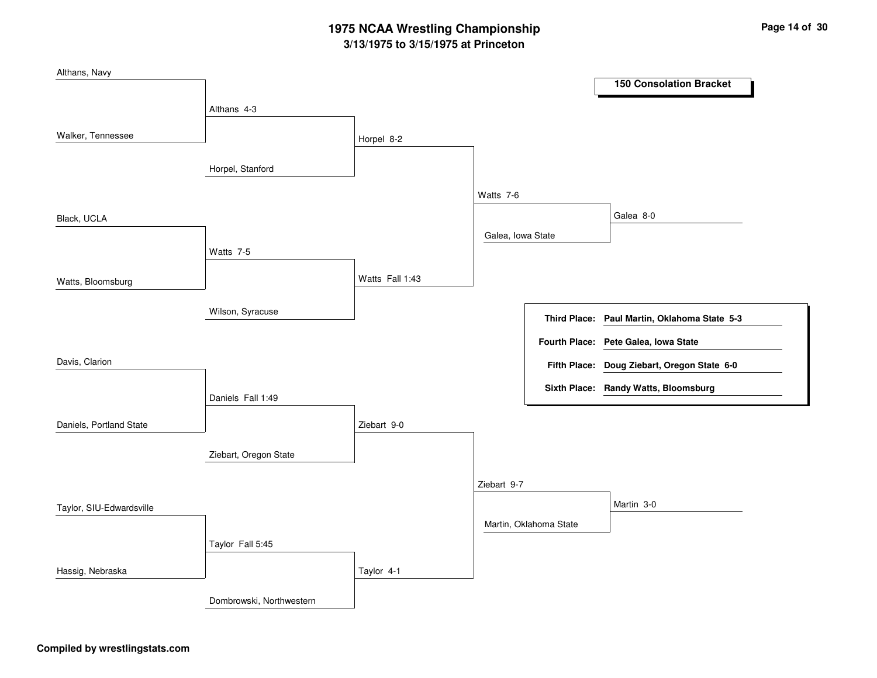# 1975 NCAA Wrestling Championship

## 3/13/1975 to 3/15/1975 at Princeton

### 150 Consolation Bracket

**Round 1**

- Althans, Navy vs. Walker, Tennessee — Althans 4-3
- Black, UCLA vs. Watts, Bloomsburg — Watts 7-5
- Davis, Clarion vs. Daniels, Portland State — Daniels Fall 1:49
- Taylor, SIU-Edwardsville vs. Hassig, Nebraska — Taylor Fall 5:45

**Round 2**

- Althans vs. Horpel, Stanford — Horpel 8-2
- Watts vs. Wilson, Syracuse — Watts Fall 1:43
- Daniels vs. Ziebart, Oregon State — Ziebart 9-0
- Taylor vs. Dombrowski, Northwestern — Taylor 4-1

**Round 3**

- Horpel vs. Watts — Watts 7-6
- Ziebart vs. Taylor — Ziebart 9-7

**Round 4**

- Watts vs. Galea, Iowa State — Galea 8-0
- Ziebart vs. Martin, Oklahoma State — Martin 3-0

| | |
|---|---|
| **Third Place:** | **Paul Martin, Oklahoma State 5-3** |
| **Fourth Place:** | **Pete Galea, Iowa State** |
| **Fifth Place:** | **Doug Ziebart, Oregon State 6-0** |
| **Sixth Place:** | **Randy Watts, Bloomsburg** |

**Compiled by wrestlingstats.com**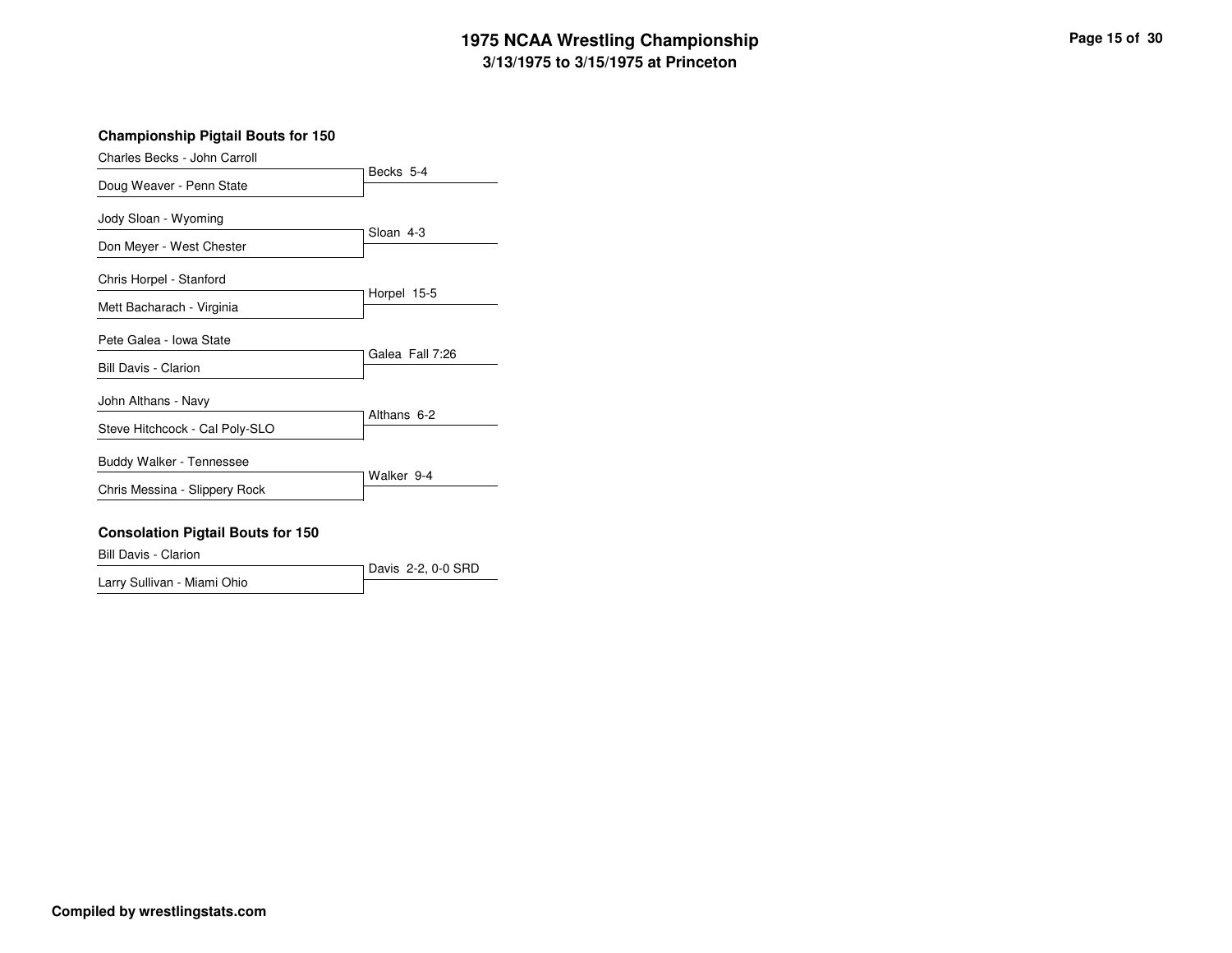# 1975 NCAA Wrestling Championship

## 3/13/1975 to 3/15/1975 at Princeton

### Championship Pigtail Bouts for 150

| Wrestlers | Result |
|---|---|
| Charles Becks - John Carroll vs. Doug Weaver - Penn State | Becks 5-4 |
| Jody Sloan - Wyoming vs. Don Meyer - West Chester | Sloan 4-3 |
| Chris Horpel - Stanford vs. Mett Bacharach - Virginia | Horpel 15-5 |
| Pete Galea - Iowa State vs. Bill Davis - Clarion | Galea Fall 7:26 |
| John Althans - Navy vs. Steve Hitchcock - Cal Poly-SLO | Althans 6-2 |
| Buddy Walker - Tennessee vs. Chris Messina - Slippery Rock | Walker 9-4 |

### Consolation Pigtail Bouts for 150

| Wrestlers | Result |
|---|---|
| Bill Davis - Clarion vs. Larry Sullivan - Miami Ohio | Davis 2-2, 0-0 SRD |

Compiled by wrestlingstats.com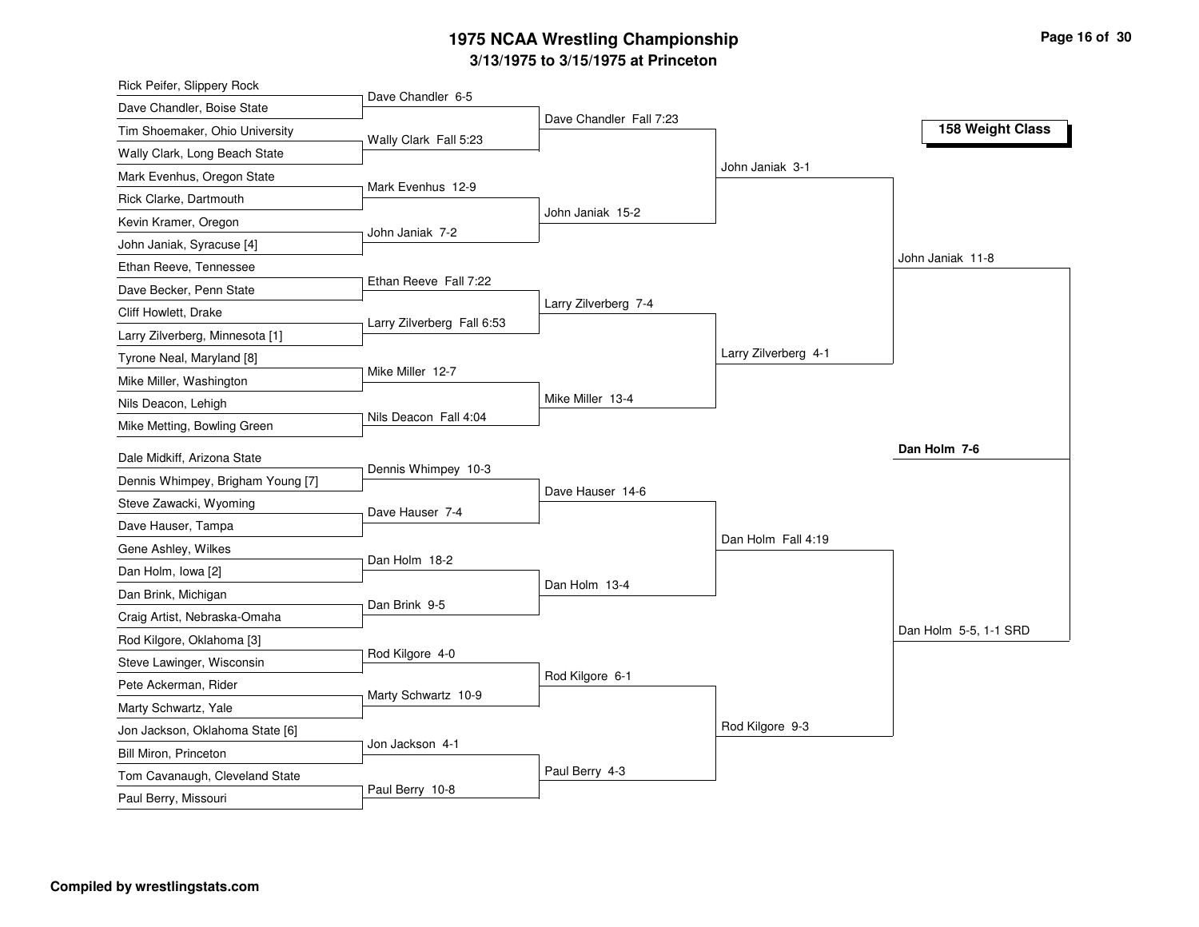# 1975 NCAA Wrestling Championship

## 3/13/1975 to 3/15/1975 at Princeton

**158 Weight Class**

### First Round

- Rick Peifer, Slippery Rock vs Dave Chandler, Boise State — Dave Chandler 6-5
- Tim Shoemaker, Ohio University vs Wally Clark, Long Beach State — Wally Clark Fall 5:23
- Mark Evenhus, Oregon State vs Rick Clarke, Dartmouth — Mark Evenhus 12-9
- Kevin Kramer, Oregon vs John Janiak, Syracuse [4] — John Janiak 7-2
- Ethan Reeve, Tennessee vs Dave Becker, Penn State — Ethan Reeve Fall 7:22
- Cliff Howlett, Drake vs Larry Zilverberg, Minnesota [1] — Larry Zilverberg Fall 6:53
- Tyrone Neal, Maryland [8] vs Mike Miller, Washington — Mike Miller 12-7
- Nils Deacon, Lehigh vs Mike Metting, Bowling Green — Nils Deacon Fall 4:04
- Dale Midkiff, Arizona State vs Dennis Whimpey, Brigham Young [7] — Dennis Whimpey 10-3
- Steve Zawacki, Wyoming vs Dave Hauser, Tampa — Dave Hauser 7-4
- Gene Ashley, Wilkes vs Dan Holm, Iowa [2] — Dan Holm 18-2
- Dan Brink, Michigan vs Craig Artist, Nebraska-Omaha — Dan Brink 9-5
- Rod Kilgore, Oklahoma [3] vs Steve Lawinger, Wisconsin — Rod Kilgore 4-0
- Pete Ackerman, Rider vs Marty Schwartz, Yale — Marty Schwartz 10-9
- Jon Jackson, Oklahoma State [6] vs Bill Miron, Princeton — Jon Jackson 4-1
- Tom Cavanaugh, Cleveland State vs Paul Berry, Missouri — Paul Berry 10-8

### Second Round

- Dave Chandler Fall 7:23
- John Janiak 15-2
- Larry Zilverberg 7-4
- Mike Miller 13-4
- Dave Hauser 14-6
- Dan Holm 13-4
- Rod Kilgore 6-1
- Paul Berry 4-3

### Quarterfinals

- John Janiak 3-1
- Larry Zilverberg 4-1
- Dan Holm Fall 4:19
- Rod Kilgore 9-3

### Semifinals

- John Janiak 11-8
- Dan Holm 5-5, 1-1 SRD

### Final

**Dan Holm 7-6**

**Compiled by wrestlingstats.com**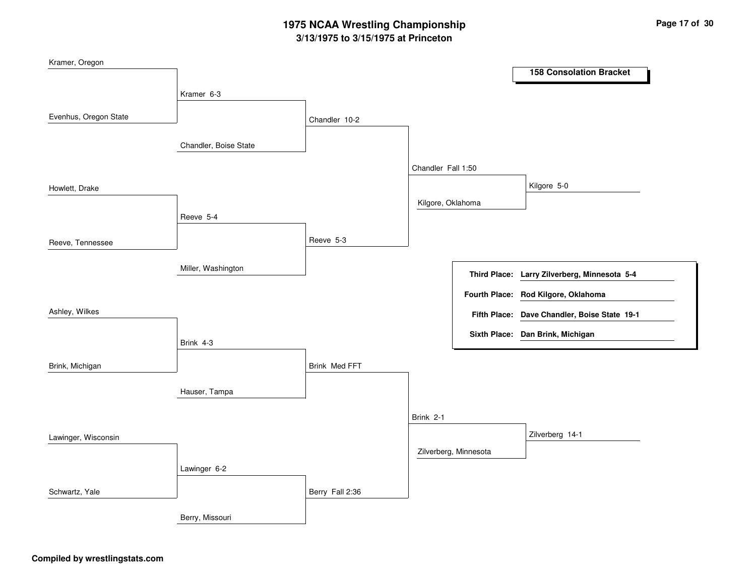# 1975 NCAA Wrestling Championship

## 3/13/1975 to 3/15/1975 at Princeton

### 158 Consolation Bracket

Kramer, Oregon

Evenhus, Oregon State

Kramer 6-3

Chandler, Boise State

Chandler 10-2

Howlett, Drake

Reeve, Tennessee

Reeve 5-4

Miller, Washington

Reeve 5-3

Chandler Fall 1:50

Kilgore, Oklahoma

Kilgore 5-0

Ashley, Wilkes

Brink, Michigan

Brink 4-3

Hauser, Tampa

Brink Med FFT

Lawinger, Wisconsin

Schwartz, Yale

Lawinger 6-2

Berry, Missouri

Berry Fall 2:36

Brink 2-1

Zilverberg, Minnesota

Zilverberg 14-1

**Third Place:** **Larry Zilverberg, Minnesota 5-4**

**Fourth Place:** **Rod Kilgore, Oklahoma**

**Fifth Place:** **Dave Chandler, Boise State 19-1**

**Sixth Place:** **Dan Brink, Michigan**

**Compiled by wrestlingstats.com**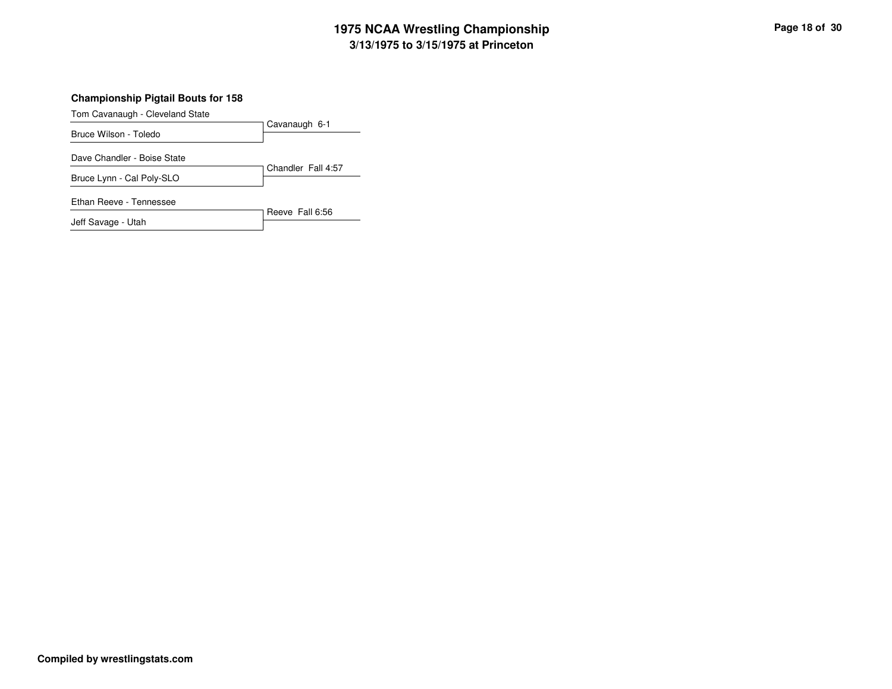### Championship Pigtail Bouts for 158

| | |
|---|---|
| Tom Cavanaugh - Cleveland State | |
| | Cavanaugh 6-1 |
| Bruce Wilson - Toledo | |
| Dave Chandler - Boise State | |
| | Chandler Fall 4:57 |
| Bruce Lynn - Cal Poly-SLO | |
| Ethan Reeve - Tennessee | |
| | Reeve Fall 6:56 |
| Jeff Savage - Utah | |

**Compiled by wrestlingstats.com**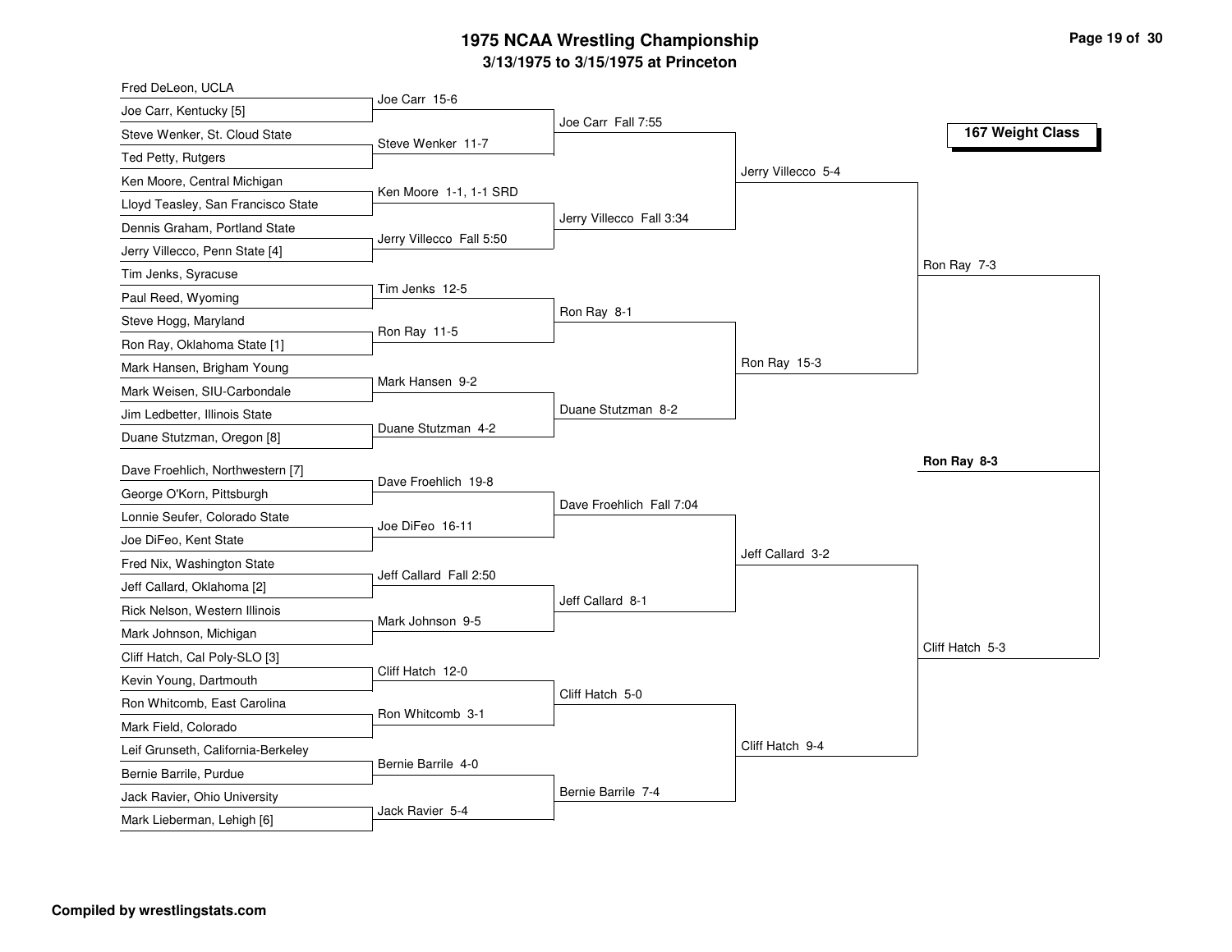# 1975 NCAA Wrestling Championship

## 3/13/1975 to 3/15/1975 at Princeton

### 167 Weight Class

**First Round**

- Fred DeLeon, UCLA vs Joe Carr, Kentucky [5] — Joe Carr 15-6
- Steve Wenker, St. Cloud State vs Ted Petty, Rutgers — Steve Wenker 11-7
- Ken Moore, Central Michigan vs Lloyd Teasley, San Francisco State — Ken Moore 1-1, 1-1 SRD
- Dennis Graham, Portland State vs Jerry Villecco, Penn State [4] — Jerry Villecco Fall 5:50
- Tim Jenks, Syracuse vs Paul Reed, Wyoming — Tim Jenks 12-5
- Steve Hogg, Maryland vs Ron Ray, Oklahoma State [1] — Ron Ray 11-5
- Mark Hansen, Brigham Young vs Mark Weisen, SIU-Carbondale — Mark Hansen 9-2
- Jim Ledbetter, Illinois State vs Duane Stutzman, Oregon [8] — Duane Stutzman 4-2
- Dave Froehlich, Northwestern [7] vs George O'Korn, Pittsburgh — Dave Froehlich 19-8
- Lonnie Seufer, Colorado State vs Joe DiFeo, Kent State — Joe DiFeo 16-11
- Fred Nix, Washington State vs Jeff Callard, Oklahoma [2] — Jeff Callard Fall 2:50
- Rick Nelson, Western Illinois vs Mark Johnson, Michigan — Mark Johnson 9-5
- Cliff Hatch, Cal Poly-SLO [3] vs Kevin Young, Dartmouth — Cliff Hatch 12-0
- Ron Whitcomb, East Carolina vs Mark Field, Colorado — Ron Whitcomb 3-1
- Leif Grunseth, California-Berkeley vs Bernie Barrile, Purdue — Bernie Barrile 4-0
- Jack Ravier, Ohio University vs Mark Lieberman, Lehigh [6] — Jack Ravier 5-4

**Second Round**

- Joe Carr Fall 7:55
- Jerry Villecco Fall 3:34
- Ron Ray 8-1
- Duane Stutzman 8-2
- Dave Froehlich Fall 7:04
- Jeff Callard 8-1
- Cliff Hatch 5-0
- Bernie Barrile 7-4

**Quarterfinals**

- Jerry Villecco 5-4
- Ron Ray 15-3
- Jeff Callard 3-2
- Cliff Hatch 9-4

**Semifinals**

- Ron Ray 7-3
- Cliff Hatch 5-3

**Final**

- **Ron Ray 8-3**

**Compiled by wrestlingstats.com**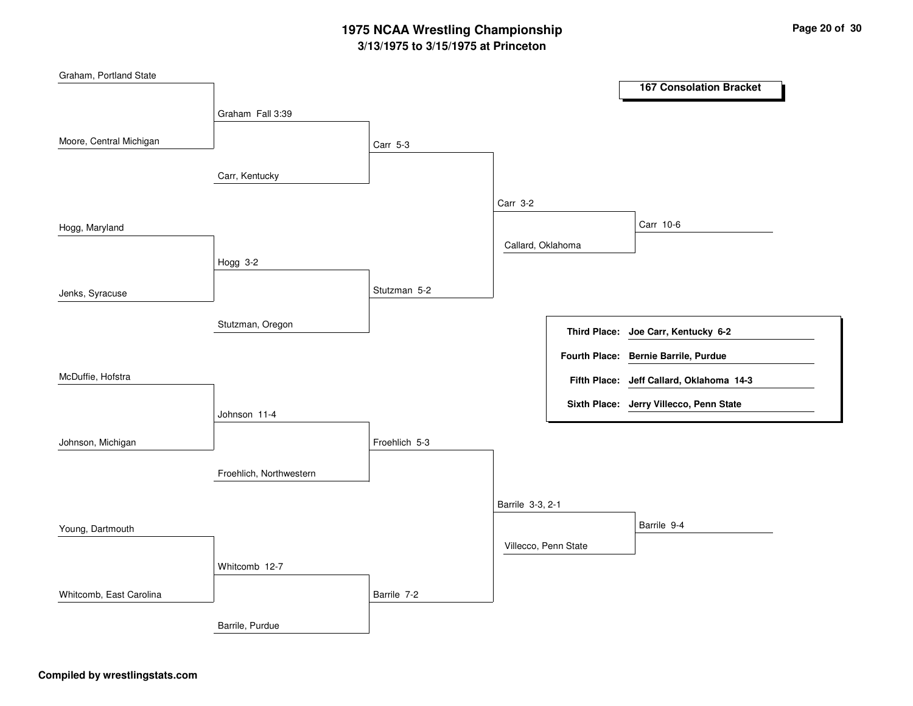# 1975 NCAA Wrestling Championship

## 3/13/1975 to 3/15/1975 at Princeton

### 167 Consolation Bracket

Graham, Portland State

Graham Fall 3:39

Moore, Central Michigan

Carr 5-3

Carr, Kentucky

Carr 3-2

Hogg, Maryland

Carr 10-6

Callard, Oklahoma

Hogg 3-2

Jenks, Syracuse

Stutzman 5-2

Stutzman, Oregon

McDuffie, Hofstra

Johnson 11-4

Johnson, Michigan

Froehlich 5-3

Froehlich, Northwestern

Barrile 3-3, 2-1

Young, Dartmouth

Barrile 9-4

Villecco, Penn State

Whitcomb 12-7

Whitcomb, East Carolina

Barrile 7-2

Barrile, Purdue

**Third Place:** **Joe Carr, Kentucky 6-2**

**Fourth Place:** **Bernie Barrile, Purdue**

**Fifth Place:** **Jeff Callard, Oklahoma 14-3**

**Sixth Place:** **Jerry Villecco, Penn State**

**Compiled by wrestlingstats.com**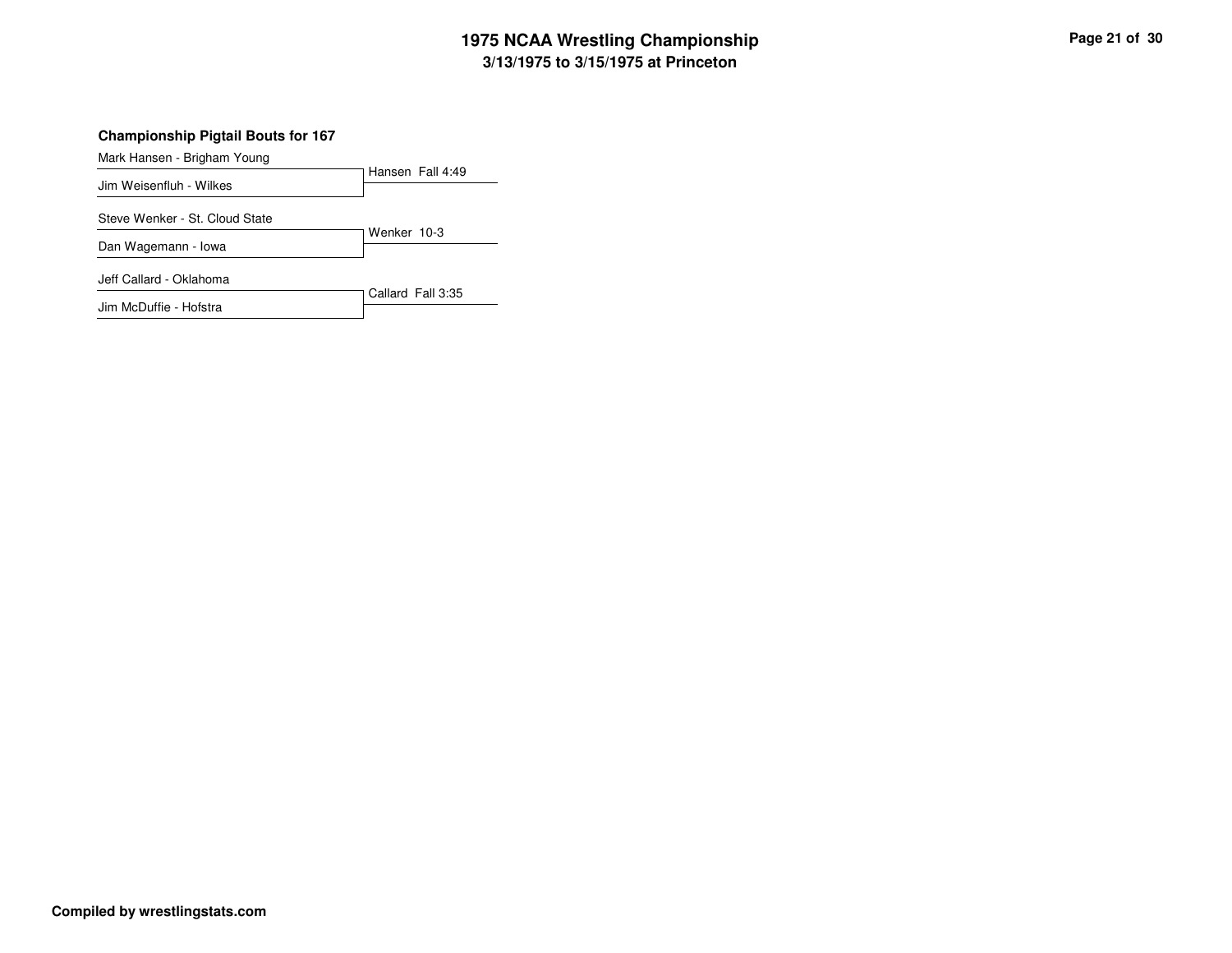### Championship Pigtail Bouts for 167

Mark Hansen - Brigham Young

Jim Weisenfluh - Wilkes

Hansen Fall 4:49

Steve Wenker - St. Cloud State

Dan Wagemann - Iowa

Wenker 10-3

Jeff Callard - Oklahoma

Jim McDuffie - Hofstra

Callard Fall 3:35

**Compiled by wrestlingstats.com**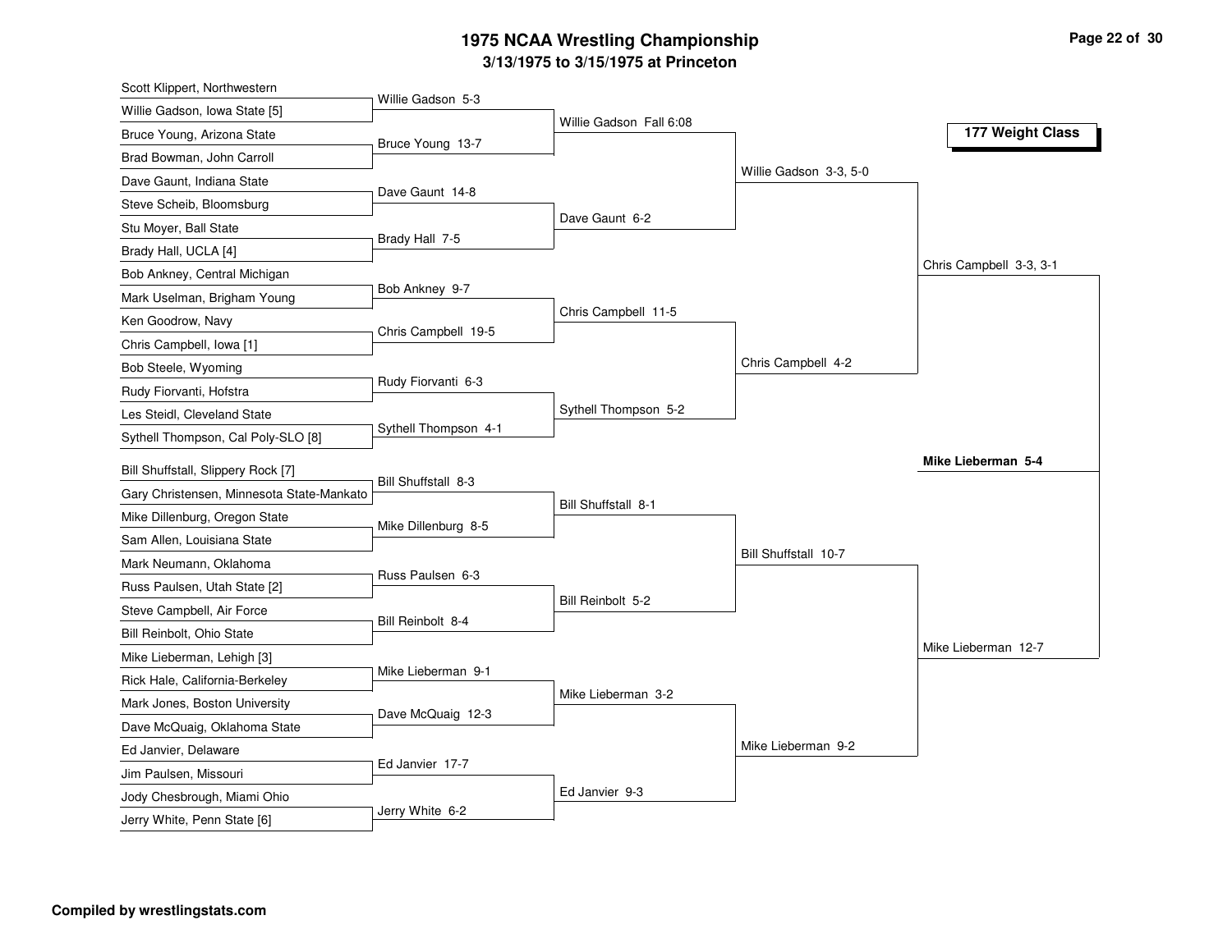# 1975 NCAA Wrestling Championship

### 3/13/1975 to 3/15/1975 at Princeton

**177 Weight Class**

## First Round

- Scott Klippert, Northwestern
- Willie Gadson, Iowa State [5]
- Willie Gadson 5-3

- Bruce Young, Arizona State
- Brad Bowman, John Carroll
- Bruce Young 13-7

- Dave Gaunt, Indiana State
- Steve Scheib, Bloomsburg
- Dave Gaunt 14-8

- Stu Moyer, Ball State
- Brady Hall, UCLA [4]
- Brady Hall 7-5

- Bob Ankney, Central Michigan
- Mark Uselman, Brigham Young
- Bob Ankney 9-7

- Ken Goodrow, Navy
- Chris Campbell, Iowa [1]
- Chris Campbell 19-5

- Bob Steele, Wyoming
- Rudy Fiorvanti, Hofstra
- Rudy Fiorvanti 6-3

- Les Steidl, Cleveland State
- Sythell Thompson, Cal Poly-SLO [8]
- Sythell Thompson 4-1

- Bill Shuffstall, Slippery Rock [7]
- Gary Christensen, Minnesota State-Mankato
- Bill Shuffstall 8-3

- Mike Dillenburg, Oregon State
- Sam Allen, Louisiana State
- Mike Dillenburg 8-5

- Mark Neumann, Oklahoma
- Russ Paulsen, Utah State [2]
- Russ Paulsen 6-3

- Steve Campbell, Air Force
- Bill Reinbolt, Ohio State
- Bill Reinbolt 8-4

- Mike Lieberman, Lehigh [3]
- Rick Hale, California-Berkeley
- Mike Lieberman 9-1

- Mark Jones, Boston University
- Dave McQuaig, Oklahoma State
- Dave McQuaig 12-3

- Ed Janvier, Delaware
- Jim Paulsen, Missouri
- Ed Janvier 17-7

- Jody Chesbrough, Miami Ohio
- Jerry White, Penn State [6]
- Jerry White 6-2

## Second Round

- Willie Gadson Fall 6:08
- Dave Gaunt 6-2
- Chris Campbell 11-5
- Sythell Thompson 5-2
- Bill Shuffstall 8-1
- Bill Reinbolt 5-2
- Mike Lieberman 3-2
- Ed Janvier 9-3

## Quarterfinals

- Willie Gadson 3-3, 5-0
- Chris Campbell 4-2
- Bill Shuffstall 10-7
- Mike Lieberman 9-2

## Semifinals

- Chris Campbell 3-3, 3-1
- Mike Lieberman 12-7

## Final

**Mike Lieberman 5-4**

Compiled by wrestlingstats.com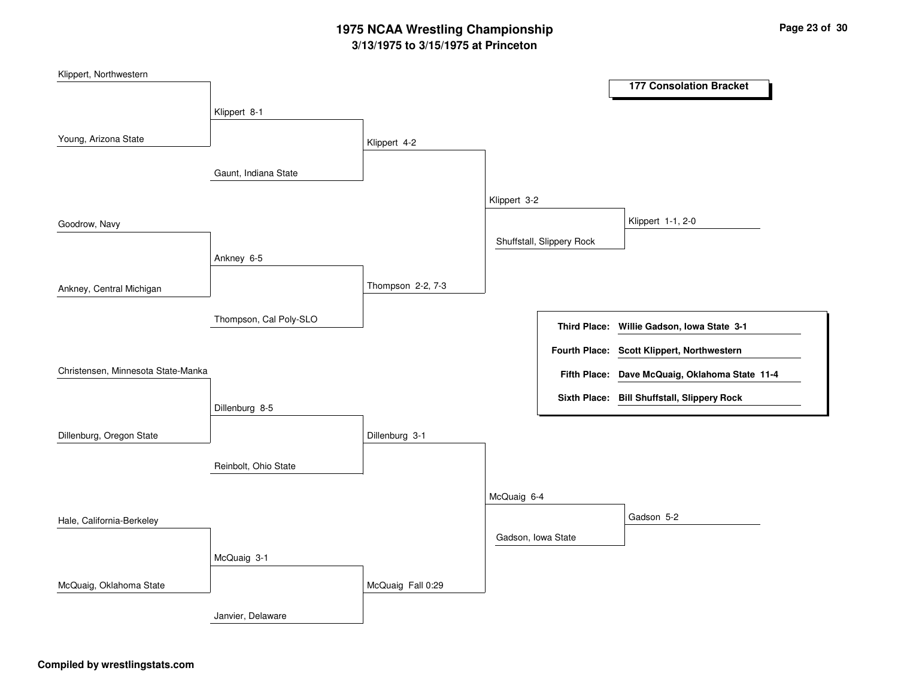# 1975 NCAA Wrestling Championship

## 3/13/1975 to 3/15/1975 at Princeton

### 177 Consolation Bracket

Klippert, Northwestern

Klippert 8-1

Young, Arizona State

Klippert 4-2

Gaunt, Indiana State

Klippert 3-2

Goodrow, Navy

Klippert 1-1, 2-0

Shuffstall, Slippery Rock

Ankney 6-5

Ankney, Central Michigan

Thompson 2-2, 7-3

Thompson, Cal Poly-SLO

Christensen, Minnesota State-Manka

Dillenburg 8-5

Dillenburg, Oregon State

Dillenburg 3-1

Reinbolt, Ohio State

McQuaig 6-4

Hale, California-Berkeley

Gadson 5-2

Gadson, Iowa State

McQuaig 3-1

McQuaig, Oklahoma State

McQuaig Fall 0:29

Janvier, Delaware

| | |
|---|---|
| **Third Place:** | **Willie Gadson, Iowa State 3-1** |
| **Fourth Place:** | **Scott Klippert, Northwestern** |
| **Fifth Place:** | **Dave McQuaig, Oklahoma State 11-4** |
| **Sixth Place:** | **Bill Shuffstall, Slippery Rock** |

**Compiled by wrestlingstats.com**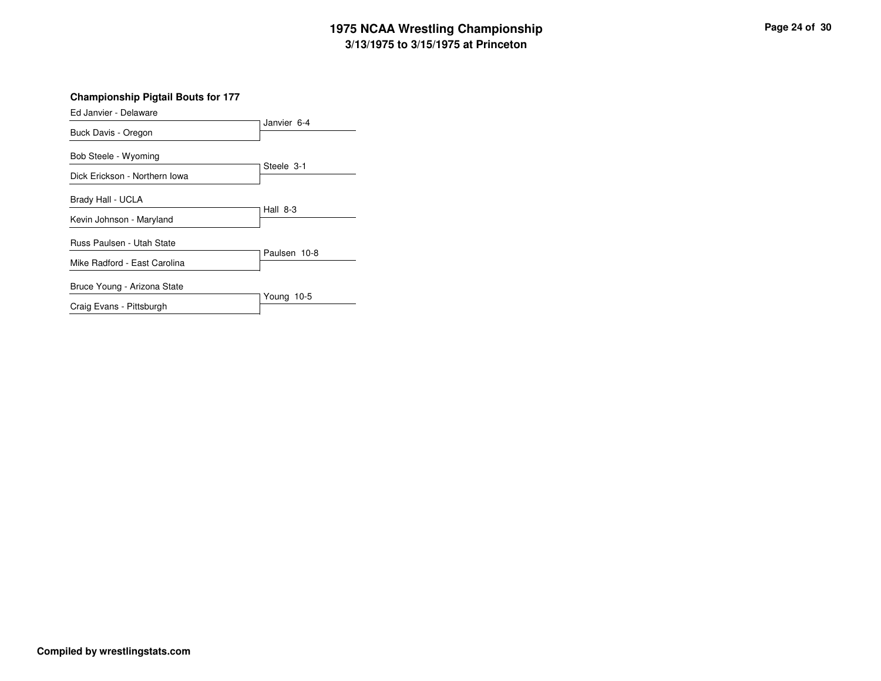## Championship Pigtail Bouts for 177

Ed Janvier - Delaware
Buck Davis - Oregon
Janvier 6-4

Bob Steele - Wyoming
Dick Erickson - Northern Iowa
Steele 3-1

Brady Hall - UCLA
Kevin Johnson - Maryland
Hall 8-3

Russ Paulsen - Utah State
Mike Radford - East Carolina
Paulsen 10-8

Bruce Young - Arizona State
Craig Evans - Pittsburgh
Young 10-5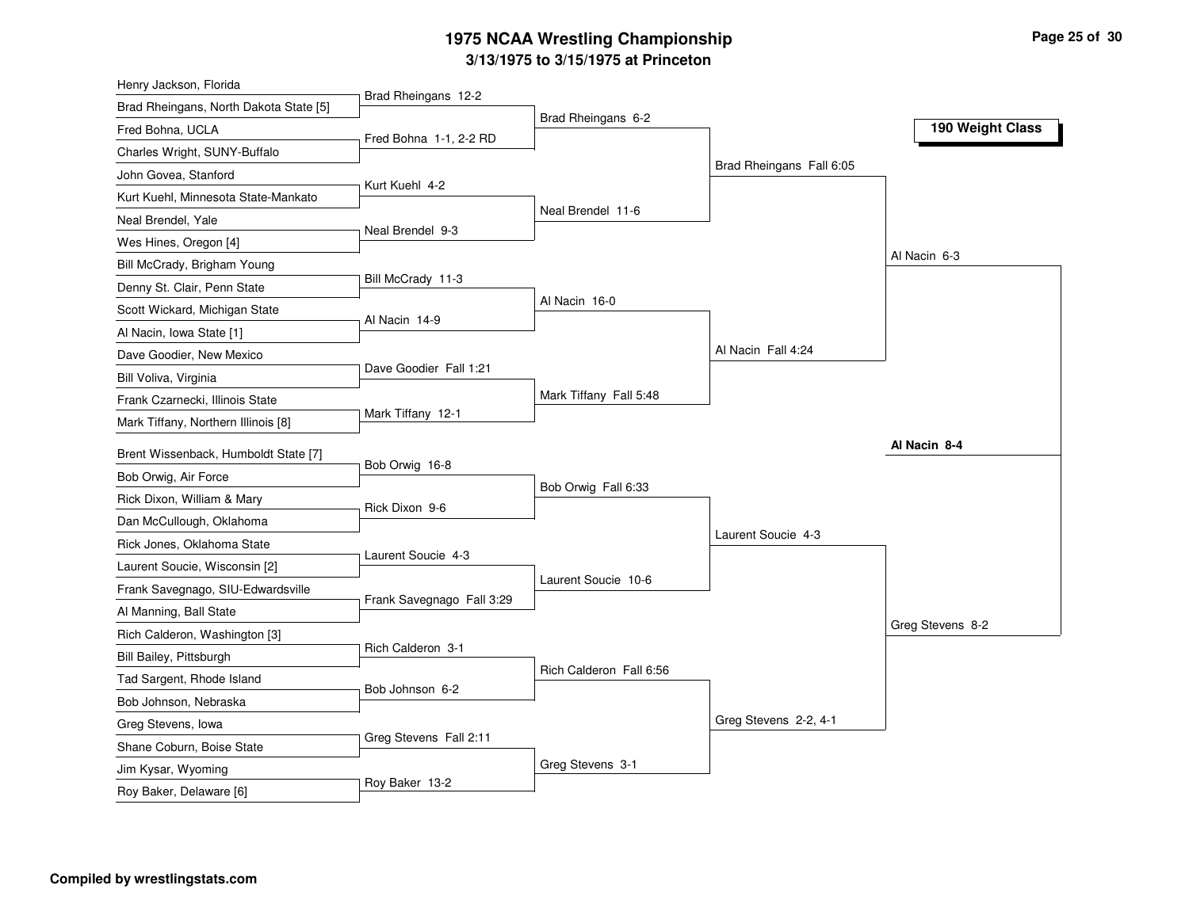# 1975 NCAA Wrestling Championship

## 3/13/1975 to 3/15/1975 at Princeton

### 190 Weight Class

**First Round**

- Henry Jackson, Florida vs. Brad Rheingans, North Dakota State [5] — Brad Rheingans 12-2
- Fred Bohna, UCLA vs. Charles Wright, SUNY-Buffalo — Fred Bohna 1-1, 2-2 RD
- John Govea, Stanford vs. Kurt Kuehl, Minnesota State-Mankato — Kurt Kuehl 4-2
- Neal Brendel, Yale vs. Wes Hines, Oregon [4] — Neal Brendel 9-3
- Bill McCrady, Brigham Young vs. Denny St. Clair, Penn State — Bill McCrady 11-3
- Scott Wickard, Michigan State vs. Al Nacin, Iowa State [1] — Al Nacin 14-9
- Dave Goodier, New Mexico vs. Bill Voliva, Virginia — Dave Goodier Fall 1:21
- Frank Czarnecki, Illinois State vs. Mark Tiffany, Northern Illinois [8] — Mark Tiffany 12-1
- Brent Wissenback, Humboldt State [7] vs. Bob Orwig, Air Force — Bob Orwig 16-8
- Rick Dixon, William & Mary vs. Dan McCullough, Oklahoma — Rick Dixon 9-6
- Rick Jones, Oklahoma State vs. Laurent Soucie, Wisconsin [2] — Laurent Soucie 4-3
- Frank Savegnago, SIU-Edwardsville vs. Al Manning, Ball State — Frank Savegnago Fall 3:29
- Rich Calderon, Washington [3] vs. Bill Bailey, Pittsburgh — Rich Calderon 3-1
- Tad Sargent, Rhode Island vs. Bob Johnson, Nebraska — Bob Johnson 6-2
- Greg Stevens, Iowa vs. Shane Coburn, Boise State — Greg Stevens Fall 2:11
- Jim Kysar, Wyoming vs. Roy Baker, Delaware [6] — Roy Baker 13-2

**Second Round**

- Brad Rheingans 6-2
- Neal Brendel 11-6
- Al Nacin 16-0
- Mark Tiffany Fall 5:48
- Bob Orwig Fall 6:33
- Laurent Soucie 10-6
- Rich Calderon Fall 6:56
- Greg Stevens 3-1

**Quarterfinals**

- Brad Rheingans Fall 6:05
- Al Nacin Fall 4:24
- Laurent Soucie 4-3
- Greg Stevens 2-2, 4-1

**Semifinals**

- Al Nacin 6-3
- Greg Stevens 8-2

**Final**

- **Al Nacin 8-4**

Compiled by wrestlingstats.com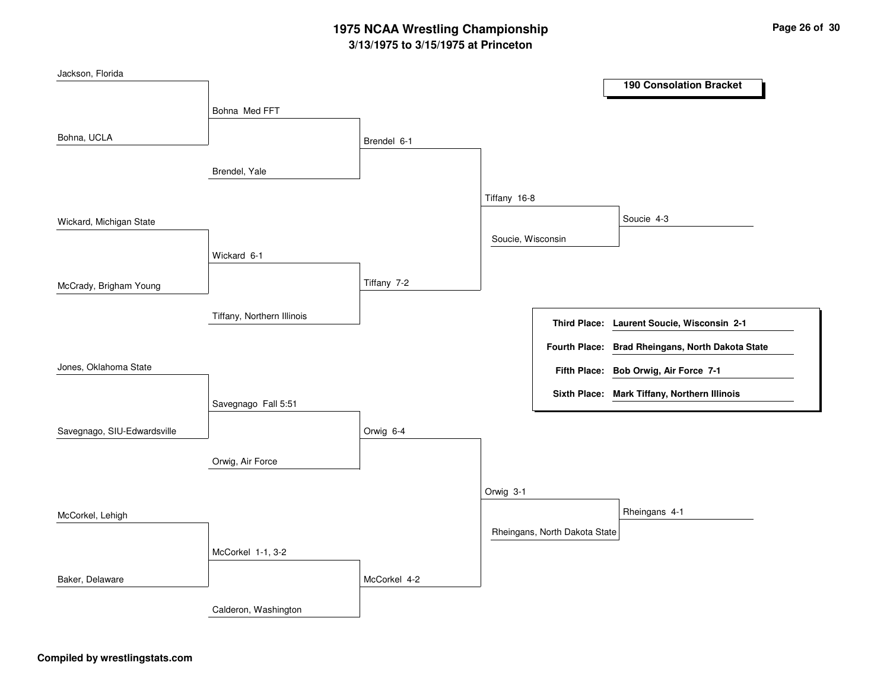# 1975 NCAA Wrestling Championship

## 3/13/1975 to 3/15/1975 at Princeton

### 190 Consolation Bracket

Jackson, Florida

Bohna, UCLA

Bohna Med FFT

Brendel, Yale

Brendel 6-1

Wickard, Michigan State

McCrady, Brigham Young

Wickard 6-1

Tiffany, Northern Illinois

Tiffany 7-2

Tiffany 16-8

Soucie, Wisconsin

Soucie 4-3

Jones, Oklahoma State

Savegnago, SIU-Edwardsville

Savegnago Fall 5:51

Orwig, Air Force

Orwig 6-4

McCorkel, Lehigh

Baker, Delaware

McCorkel 1-1, 3-2

Calderon, Washington

McCorkel 4-2

Orwig 3-1

Rheingans, North Dakota State

Rheingans 4-1

**Third Place:** **Laurent Soucie, Wisconsin 2-1**

**Fourth Place:** **Brad Rheingans, North Dakota State**

**Fifth Place:** **Bob Orwig, Air Force 7-1**

**Sixth Place:** **Mark Tiffany, Northern Illinois**

**Compiled by wrestlingstats.com**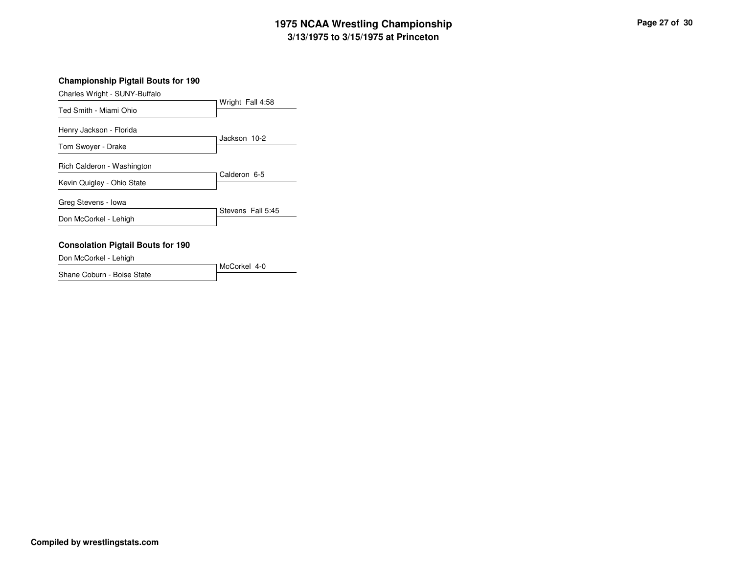## Championship Pigtail Bouts for 190

Charles Wright - SUNY-Buffalo
Ted Smith - Miami Ohio
Wright Fall 4:58

Henry Jackson - Florida
Tom Swoyer - Drake
Jackson 10-2

Rich Calderon - Washington
Kevin Quigley - Ohio State
Calderon 6-5

Greg Stevens - Iowa
Don McCorkel - Lehigh
Stevens Fall 5:45

## Consolation Pigtail Bouts for 190

Don McCorkel - Lehigh
Shane Coburn - Boise State
McCorkel 4-0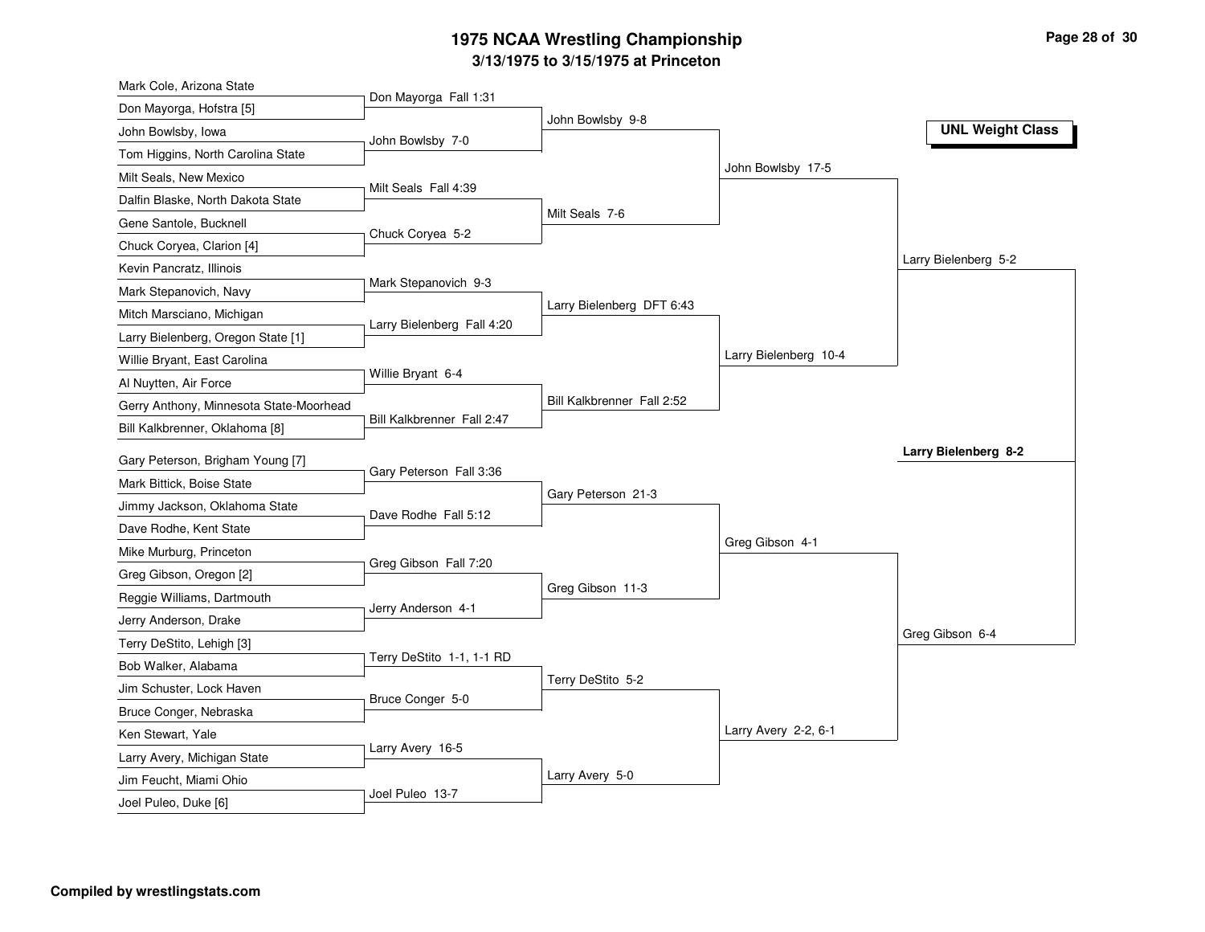# 1975 NCAA Wrestling Championship

## 3/13/1975 to 3/15/1975 at Princeton

**UNL Weight Class**

### First Round

- Mark Cole, Arizona State vs. Don Mayorga, Hofstra [5] — Don Mayorga Fall 1:31
- John Bowlsby, Iowa vs. Tom Higgins, North Carolina State — John Bowlsby 7-0
- Milt Seals, New Mexico vs. Dalfin Blaske, North Dakota State — Milt Seals Fall 4:39
- Gene Santole, Bucknell vs. Chuck Coryea, Clarion [4] — Chuck Coryea 5-2
- Kevin Pancratz, Illinois vs. Mark Stepanovich, Navy — Mark Stepanovich 9-3
- Mitch Marsciano, Michigan vs. Larry Bielenberg, Oregon State [1] — Larry Bielenberg Fall 4:20
- Willie Bryant, East Carolina vs. Al Nuytten, Air Force — Willie Bryant 6-4
- Gerry Anthony, Minnesota State-Moorhead vs. Bill Kalkbrenner, Oklahoma [8] — Bill Kalkbrenner Fall 2:47
- Gary Peterson, Brigham Young [7] vs. Mark Bittick, Boise State — Gary Peterson Fall 3:36
- Jimmy Jackson, Oklahoma State vs. Dave Rodhe, Kent State — Dave Rodhe Fall 5:12
- Mike Murburg, Princeton vs. Greg Gibson, Oregon [2] — Greg Gibson Fall 7:20
- Reggie Williams, Dartmouth vs. Jerry Anderson, Drake — Jerry Anderson 4-1
- Terry DeStito, Lehigh [3] vs. Bob Walker, Alabama — Terry DeStito 1-1, 1-1 RD
- Jim Schuster, Lock Haven vs. Bruce Conger, Nebraska — Bruce Conger 5-0
- Ken Stewart, Yale vs. Larry Avery, Michigan State — Larry Avery 16-5
- Jim Feucht, Miami Ohio vs. Joel Puleo, Duke [6] — Joel Puleo 13-7

### Second Round

- John Bowlsby 9-8
- Milt Seals 7-6
- Larry Bielenberg DFT 6:43
- Bill Kalkbrenner Fall 2:52
- Gary Peterson 21-3
- Greg Gibson 11-3
- Terry DeStito 5-2
- Larry Avery 5-0

### Quarterfinals

- John Bowlsby 17-5
- Larry Bielenberg 10-4
- Greg Gibson 4-1
- Larry Avery 2-2, 6-1

### Semifinals

- Larry Bielenberg 5-2
- Greg Gibson 6-4

### Final

**Larry Bielenberg 8-2**

**Compiled by wrestlingstats.com**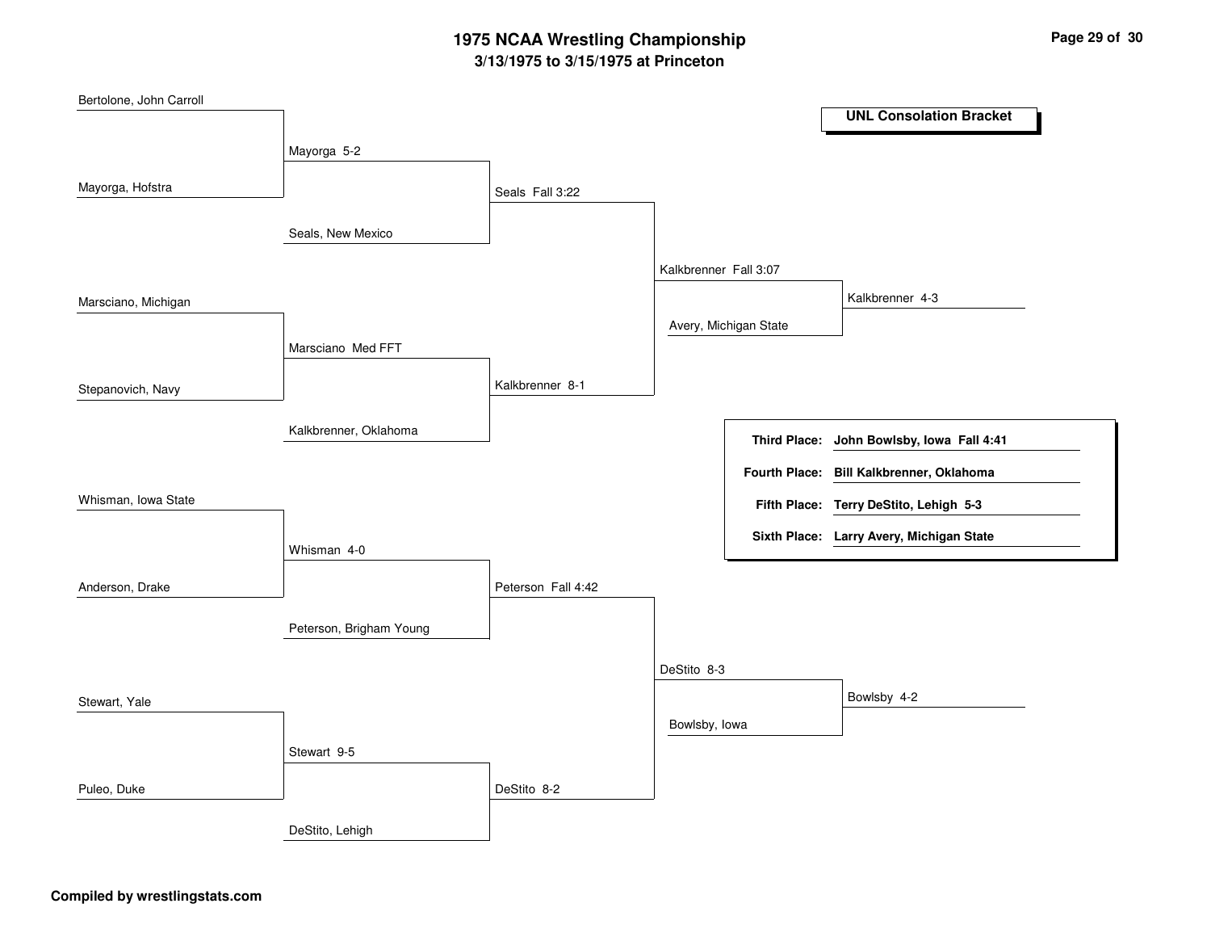# 1975 NCAA Wrestling Championship

## 3/13/1975 to 3/15/1975 at Princeton

### UNL Consolation Bracket

Bertolone, John Carroll

Mayorga, Hofstra

Mayorga 5-2

Seals, New Mexico

Seals Fall 3:22

Marsciano, Michigan

Stepanovich, Navy

Marsciano Med FFT

Kalkbrenner, Oklahoma

Kalkbrenner 8-1

Kalkbrenner Fall 3:07

Avery, Michigan State

Kalkbrenner 4-3

Whisman, Iowa State

Anderson, Drake

Whisman 4-0

Peterson, Brigham Young

Peterson Fall 4:42

Stewart, Yale

Puleo, Duke

Stewart 9-5

DeStito, Lehigh

DeStito 8-2

DeStito 8-3

Bowlsby, Iowa

Bowlsby 4-2

**Third Place:** **John Bowlsby, Iowa Fall 4:41**

**Fourth Place:** **Bill Kalkbrenner, Oklahoma**

**Fifth Place:** **Terry DeStito, Lehigh 5-3**

**Sixth Place:** **Larry Avery, Michigan State**

**Compiled by wrestlingstats.com**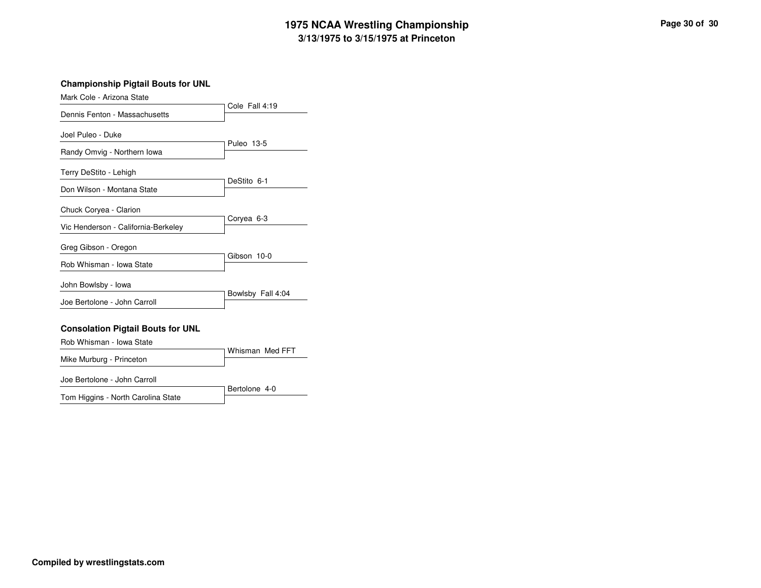## Championship Pigtail Bouts for UNL

Mark Cole - Arizona State
Dennis Fenton - Massachusetts
Cole Fall 4:19

Joel Puleo - Duke
Randy Omvig - Northern Iowa
Puleo 13-5

Terry DeStito - Lehigh
Don Wilson - Montana State
DeStito 6-1

Chuck Coryea - Clarion
Vic Henderson - California-Berkeley
Coryea 6-3

Greg Gibson - Oregon
Rob Whisman - Iowa State
Gibson 10-0

John Bowlsby - Iowa
Joe Bertolone - John Carroll
Bowlsby Fall 4:04

## Consolation Pigtail Bouts for UNL

Rob Whisman - Iowa State
Mike Murburg - Princeton
Whisman Med FFT

Joe Bertolone - John Carroll
Tom Higgins - North Carolina State
Bertolone 4-0

**Compiled by wrestlingstats.com**